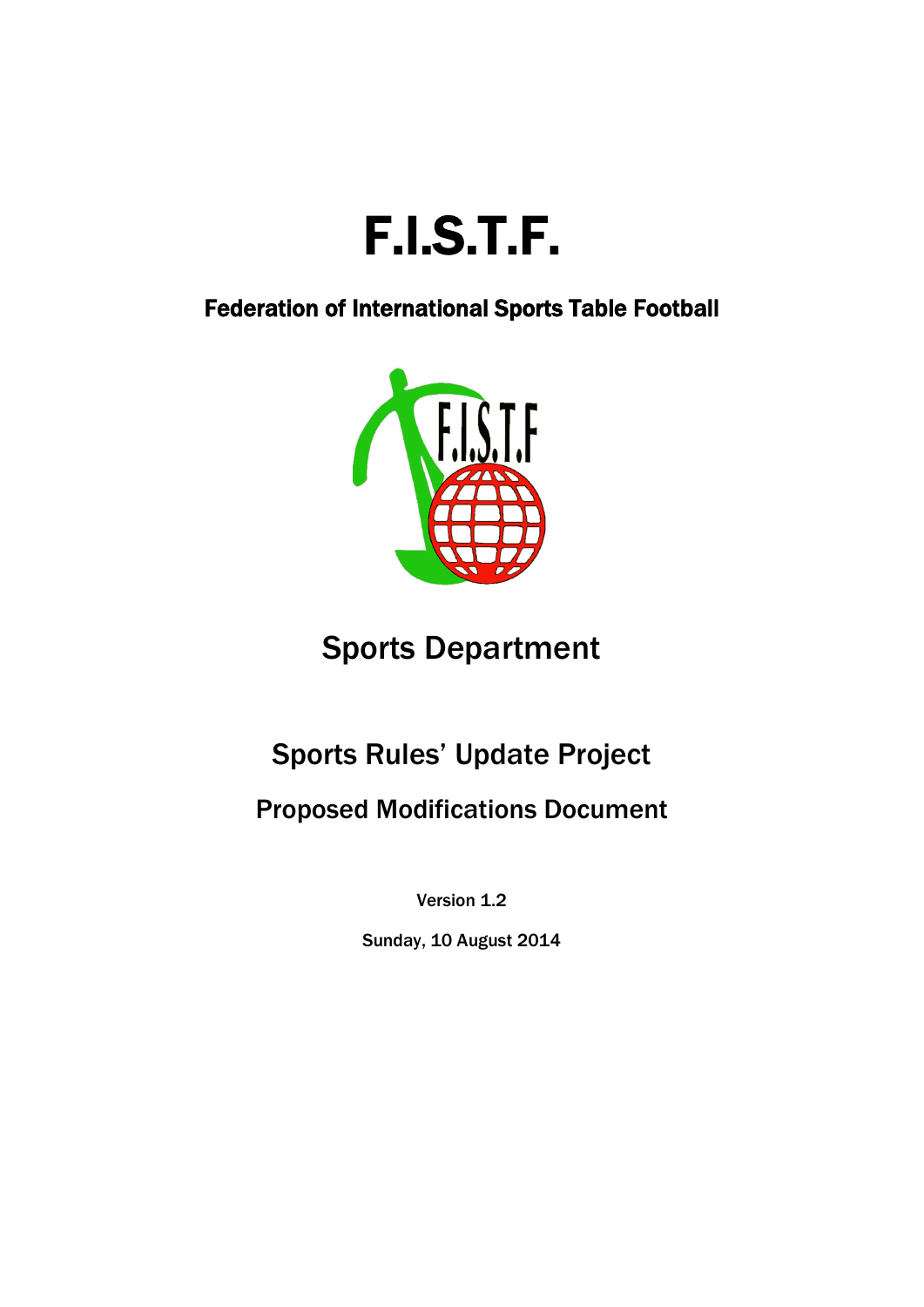# F.I.S.T.F.

## Federation of International Sports Table Football

## Sports Department

## Sports Rules' Update Project

### Proposed Modifications Document

Version 1.2

Sunday, 10 August 2014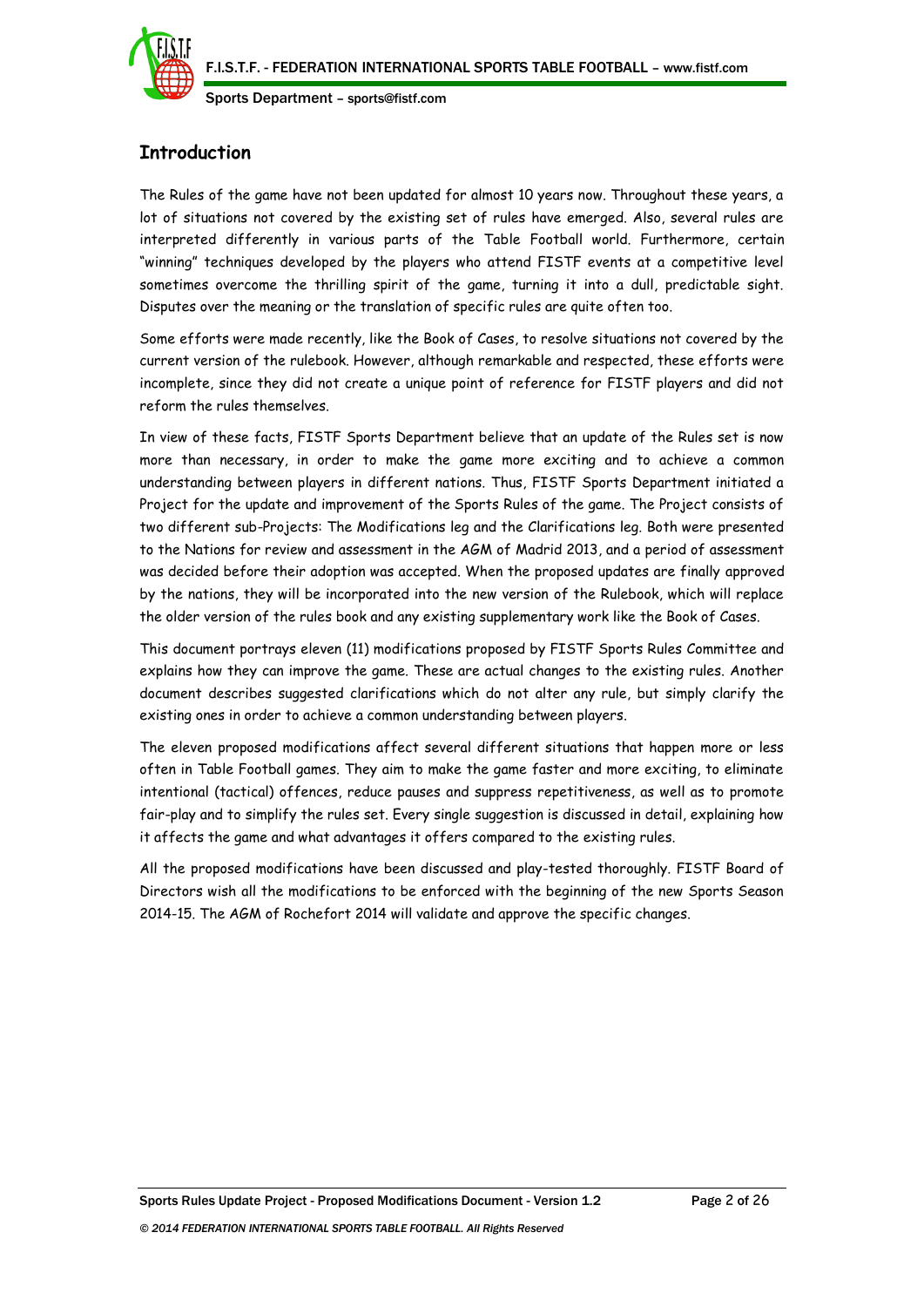## Introduction

The Rules of the game have not been updated for almost 10 years now. Throughout these years, a lot of situations not covered by the existing set of rules have emerged. Also, several rules are interpreted differently in various parts of the Table Football world. Furthermore, certain "winning" techniques developed by the players who attend FISTF events at a competitive level sometimes overcome the thrilling spirit of the game, turning it into a dull, predictable sight. Disputes over the meaning or the translation of specific rules are quite often too.

Some efforts were made recently, like the Book of Cases, to resolve situations not covered by the current version of the rulebook. However, although remarkable and respected, these efforts were incomplete, since they did not create a unique point of reference for FISTF players and did not reform the rules themselves.

In view of these facts, FISTF Sports Department believe that an update of the Rules set is now more than necessary, in order to make the game more exciting and to achieve a common understanding between players in different nations. Thus, FISTF Sports Department initiated a Project for the update and improvement of the Sports Rules of the game. The Project consists of two different sub-Projects: The Modifications leg and the Clarifications leg. Both were presented to the Nations for review and assessment in the AGM of Madrid 2013, and a period of assessment was decided before their adoption was accepted. When the proposed updates are finally approved by the nations, they will be incorporated into the new version of the Rulebook, which will replace the older version of the rules book and any existing supplementary work like the Book of Cases.

This document portrays eleven (11) modifications proposed by FISTF Sports Rules Committee and explains how they can improve the game. These are actual changes to the existing rules. Another document describes suggested clarifications which do not alter any rule, but simply clarify the existing ones in order to achieve a common understanding between players.

The eleven proposed modifications affect several different situations that happen more or less often in Table Football games. They aim to make the game faster and more exciting, to eliminate intentional (tactical) offences, reduce pauses and suppress repetitiveness, as well as to promote fair-play and to simplify the rules set. Every single suggestion is discussed in detail, explaining how it affects the game and what advantages it offers compared to the existing rules.

All the proposed modifications have been discussed and play-tested thoroughly. FISTF Board of Directors wish all the modifications to be enforced with the beginning of the new Sports Season 2014-15. The AGM of Rochefort 2014 will validate and approve the specific changes.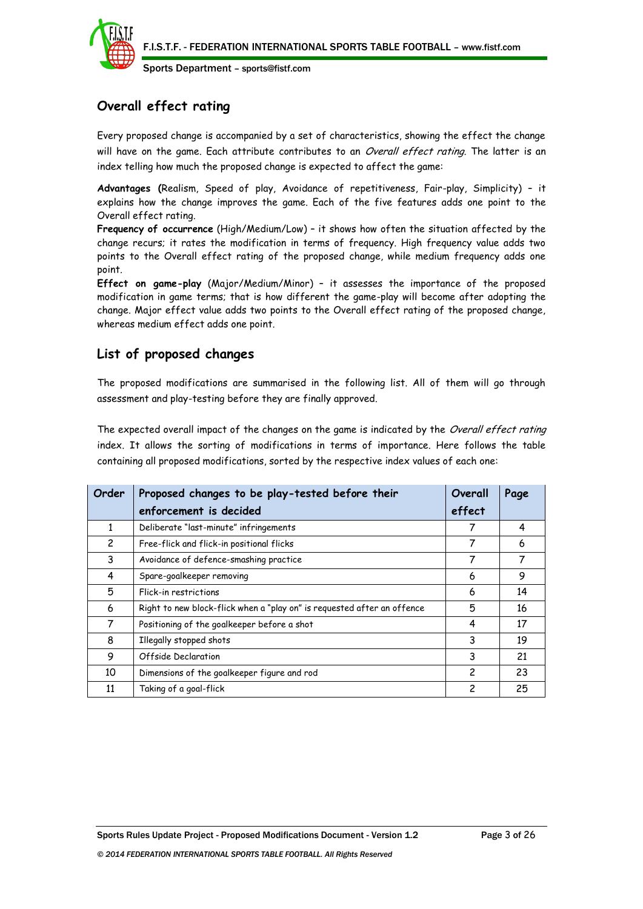## Overall effect rating

Every proposed change is accompanied by a set of characteristics, showing the effect the change will have on the game. Each attribute contributes to an *Overall effect rating*. The latter is an index telling how much the proposed change is expected to affect the game:

**Advantages (**Realism, Speed of play, Avoidance of repetitiveness, Fair-play, Simplicity) – it explains how the change improves the game. Each of the five features adds one point to the Overall effect rating.
**Frequency of occurrence** (High/Medium/Low) – it shows how often the situation affected by the change recurs; it rates the modification in terms of frequency. High frequency value adds two points to the Overall effect rating of the proposed change, while medium frequency adds one point.
**Effect on game-play** (Major/Medium/Minor) – it assesses the importance of the proposed modification in game terms; that is how different the game-play will become after adopting the change. Major effect value adds two points to the Overall effect rating of the proposed change, whereas medium effect adds one point.

## List of proposed changes

The proposed modifications are summarised in the following list. All of them will go through assessment and play-testing before they are finally approved.

The expected overall impact of the changes on the game is indicated by the *Overall effect rating* index. It allows the sorting of modifications in terms of importance. Here follows the table containing all proposed modifications, sorted by the respective index values of each one:

| Order | Proposed changes to be play-tested before their enforcement is decided | Overall effect | Page |
|---|---|---|---|
| 1 | Deliberate "last-minute" infringements | 7 | 4 |
| 2 | Free-flick and flick-in positional flicks | 7 | 6 |
| 3 | Avoidance of defence-smashing practice | 7 | 7 |
| 4 | Spare-goalkeeper removing | 6 | 9 |
| 5 | Flick-in restrictions | 6 | 14 |
| 6 | Right to new block-flick when a "play on" is requested after an offence | 5 | 16 |
| 7 | Positioning of the goalkeeper before a shot | 4 | 17 |
| 8 | Illegally stopped shots | 3 | 19 |
| 9 | Offside Declaration | 3 | 21 |
| 10 | Dimensions of the goalkeeper figure and rod | 2 | 23 |
| 11 | Taking of a goal-flick | 2 | 25 |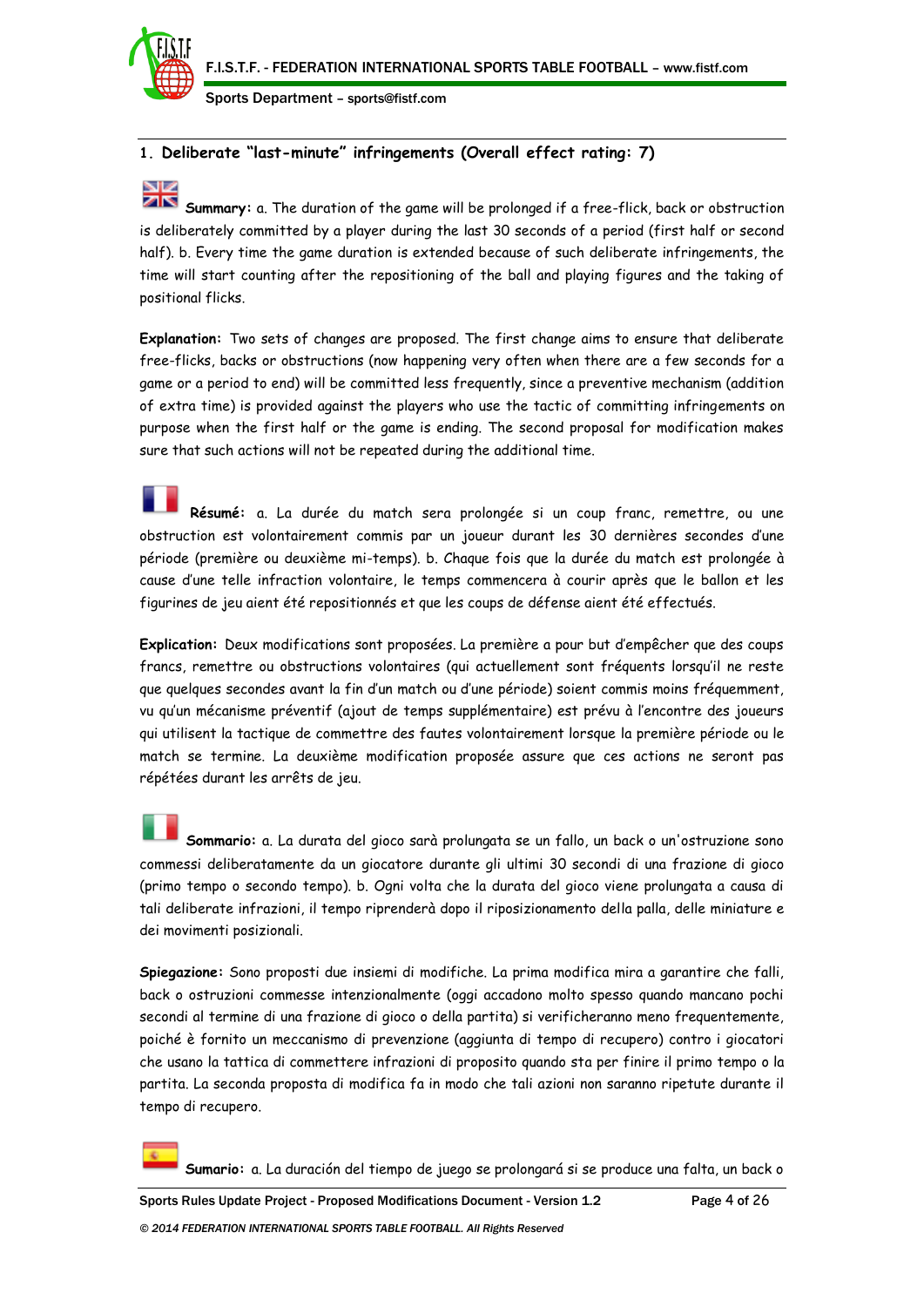## 1. Deliberate "last-minute" infringements (Overall effect rating: 7)

**Summary:** a. The duration of the game will be prolonged if a free-flick, back or obstruction is deliberately committed by a player during the last 30 seconds of a period (first half or second half). b. Every time the game duration is extended because of such deliberate infringements, the time will start counting after the repositioning of the ball and playing figures and the taking of positional flicks.

**Explanation:** Two sets of changes are proposed. The first change aims to ensure that deliberate free-flicks, backs or obstructions (now happening very often when there are a few seconds for a game or a period to end) will be committed less frequently, since a preventive mechanism (addition of extra time) is provided against the players who use the tactic of committing infringements on purpose when the first half or the game is ending. The second proposal for modification makes sure that such actions will not be repeated during the additional time.

**Résumé:** a. La durée du match sera prolongée si un coup franc, remettre, ou une obstruction est volontairement commis par un joueur durant les 30 dernières secondes d'une période (première ou deuxième mi-temps). b. Chaque fois que la durée du match est prolongée à cause d'une telle infraction volontaire, le temps commencera à courir après que le ballon et les figurines de jeu aient été repositionnés et que les coups de défense aient été effectués.

**Explication:** Deux modifications sont proposées. La première a pour but d'empêcher que des coups francs, remettre ou obstructions volontaires (qui actuellement sont fréquents lorsqu'il ne reste que quelques secondes avant la fin d'un match ou d'une période) soient commis moins fréquemment, vu qu'un mécanisme préventif (ajout de temps supplémentaire) est prévu à l'encontre des joueurs qui utilisent la tactique de commettre des fautes volontairement lorsque la première période ou le match se termine. La deuxième modification proposée assure que ces actions ne seront pas répétées durant les arrêts de jeu.

**Sommario:** a. La durata del gioco sarà prolungata se un fallo, un back o un'ostruzione sono commessi deliberatamente da un giocatore durante gli ultimi 30 secondi di una frazione di gioco (primo tempo o secondo tempo). b. Ogni volta che la durata del gioco viene prolungata a causa di tali deliberate infrazioni, il tempo riprenderà dopo il riposizionamento della palla, delle miniature e dei movimenti posizionali.

**Spiegazione:** Sono proposti due insiemi di modifiche. La prima modifica mira a garantire che falli, back o ostruzioni commesse intenzionalmente (oggi accadono molto spesso quando mancano pochi secondi al termine di una frazione di gioco o della partita) si verificheranno meno frequentemente, poiché è fornito un meccanismo di prevenzione (aggiunta di tempo di recupero) contro i giocatori che usano la tattica di commettere infrazioni di proposito quando sta per finire il primo tempo o la partita. La seconda proposta di modifica fa in modo che tali azioni non saranno ripetute durante il tempo di recupero.

**Sumario:** a. La duración del tiempo de juego se prolongará si se produce una falta, un back o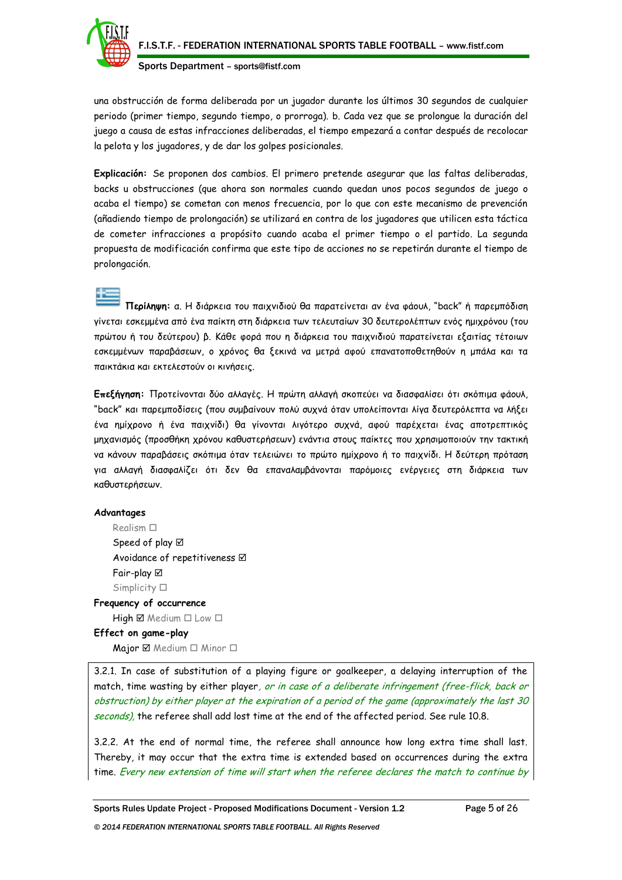una obstrucción de forma deliberada por un jugador durante los últimos 30 segundos de cualquier periodo (primer tiempo, segundo tiempo, o prorroga). b. Cada vez que se prolongue la duración del juego a causa de estas infracciones deliberadas, el tiempo empezará a contar después de recolocar la pelota y los jugadores, y de dar los golpes posicionales.

**Explicación:** Se proponen dos cambios. El primero pretende asegurar que las faltas deliberadas, backs u obstrucciones (que ahora son normales cuando quedan unos pocos segundos de juego o acaba el tiempo) se cometan con menos frecuencia, por lo que con este mecanismo de prevención (añadiendo tiempo de prolongación) se utilizará en contra de los jugadores que utilicen esta táctica de cometer infracciones a propósito cuando acaba el primer tiempo o el partido. La segunda propuesta de modificación confirma que este tipo de acciones no se repetirán durante el tiempo de prolongación.

**Περίληψη:** α. Η διάρκεια του παιχνιδιού θα παρατείνεται αν ένα φάουλ, "back" ή παρεμπόδιση γίνεται εσκεμμένα από ένα παίκτη στη διάρκεια των τελευταίων 30 δευτερολέπτων ενός ημιχρόνου (του πρώτου ή του δεύτερου) β. Κάθε φορά που η διάρκεια του παιχνιδιού παρατείνεται εξαιτίας τέτοιων εσκεμμένων παραβάσεων, ο χρόνος θα ξεκινά να μετρά αφού επανατοποθετηθούν η μπάλα και τα παικτάκια και εκτελεστούν οι κινήσεις.

**Επεξήγηση:** Προτείνονται δύο αλλαγές. Η πρώτη αλλαγή σκοπεύει να διασφαλίσει ότι σκόπιμα φάουλ, "back" και παρεμποδίσεις (που συμβαίνουν πολύ συχνά όταν υπολείπονται λίγα δευτερόλεπτα να λήξει ένα ημίχρονο ή ένα παιχνίδι) θα γίνονται λιγότερο συχνά, αφού παρέχεται ένας αποτρεπτικός μηχανισμός (προσθήκη χρόνου καθυστερήσεων) ενάντια στους παίκτες που χρησιμοποιούν την τακτική να κάνουν παραβάσεις σκόπιμα όταν τελειώνει το πρώτο ημίχρονο ή το παιχνίδι. Η δεύτερη πρόταση για αλλαγή διασφαλίζει ότι δεν θα επαναλαμβάνονται παρόμοιες ενέργειες στη διάρκεια των καθυστερήσεων.

**Advantages**

- Realism ☐
- Speed of play ☑
- Avoidance of repetitiveness ☑
- Fair-play ☑
- Simplicity ☐

**Frequency of occurrence**

High ☑ Medium ☐ Low ☐

**Effect on game-play**

Major ☑ Medium ☐ Minor ☐

3.2.1. In case of substitution of a playing figure or goalkeeper, a delaying interruption of the match, time wasting by either player*, or in case of a deliberate infringement (free-flick, back or obstruction) by either player at the expiration of a period of the game (approximately the last 30 seconds),* the referee shall add lost time at the end of the affected period. See rule 10.8.

3.2.2. At the end of normal time, the referee shall announce how long extra time shall last. Thereby, it may occur that the extra time is extended based on occurrences during the extra time. *Every new extension of time will start when the referee declares the match to continue by*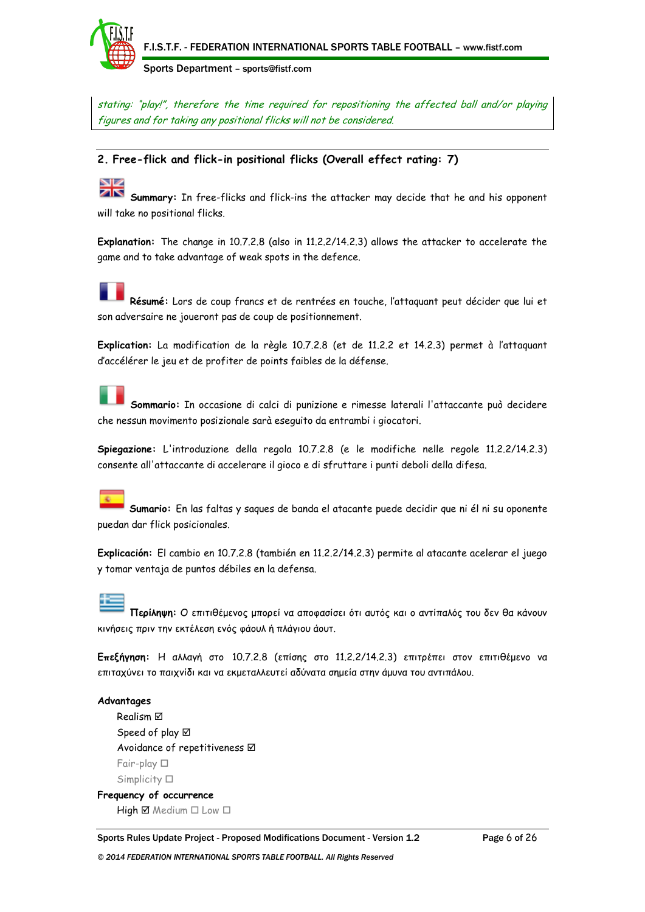*stating: "play!", therefore the time required for repositioning the affected ball and/or playing figures and for taking any positional flicks will not be considered.*

## 2. Free-flick and flick-in positional flicks (Overall effect rating: 7)

**Summary:** In free-flicks and flick-ins the attacker may decide that he and his opponent will take no positional flicks.

**Explanation:** The change in 10.7.2.8 (also in 11.2.2/14.2.3) allows the attacker to accelerate the game and to take advantage of weak spots in the defence.

**Résumé:** Lors de coup francs et de rentrées en touche, l'attaquant peut décider que lui et son adversaire ne joueront pas de coup de positionnement.

**Explication:** La modification de la règle 10.7.2.8 (et de 11.2.2 et 14.2.3) permet à l'attaquant d'accélérer le jeu et de profiter de points faibles de la défense.

**Sommario:** In occasione di calci di punizione e rimesse laterali l'attaccante può decidere che nessun movimento posizionale sarà eseguito da entrambi i giocatori.

**Spiegazione:** L'introduzione della regola 10.7.2.8 (e le modifiche nelle regole 11.2.2/14.2.3) consente all'attaccante di accelerare il gioco e di sfruttare i punti deboli della difesa.

**Sumario:** En las faltas y saques de banda el atacante puede decidir que ni él ni su oponente puedan dar flick posicionales.

**Explicación:** El cambio en 10.7.2.8 (también en 11.2.2/14.2.3) permite al atacante acelerar el juego y tomar ventaja de puntos débiles en la defensa.

**Περίληψη:** Ο επιτιθέμενος μπορεί να αποφασίσει ότι αυτός και ο αντίπαλός του δεν θα κάνουν κινήσεις πριν την εκτέλεση ενός φάουλ ή πλάγιου άουτ.

**Επεξήγηση:** Η αλλαγή στο 10.7.2.8 (επίσης στο 11.2.2/14.2.3) επιτρέπει στον επιτιθέμενο να επιταχύνει το παιχνίδι και να εκμεταλλευτεί αδύνατα σημεία στην άμυνα του αντιπάλου.

**Advantages**

- Realism ☑
- Speed of play ☑
- Avoidance of repetitiveness ☑
- Fair-play ☐
- Simplicity ☐

**Frequency of occurrence**

- High ☑ Medium ☐ Low ☐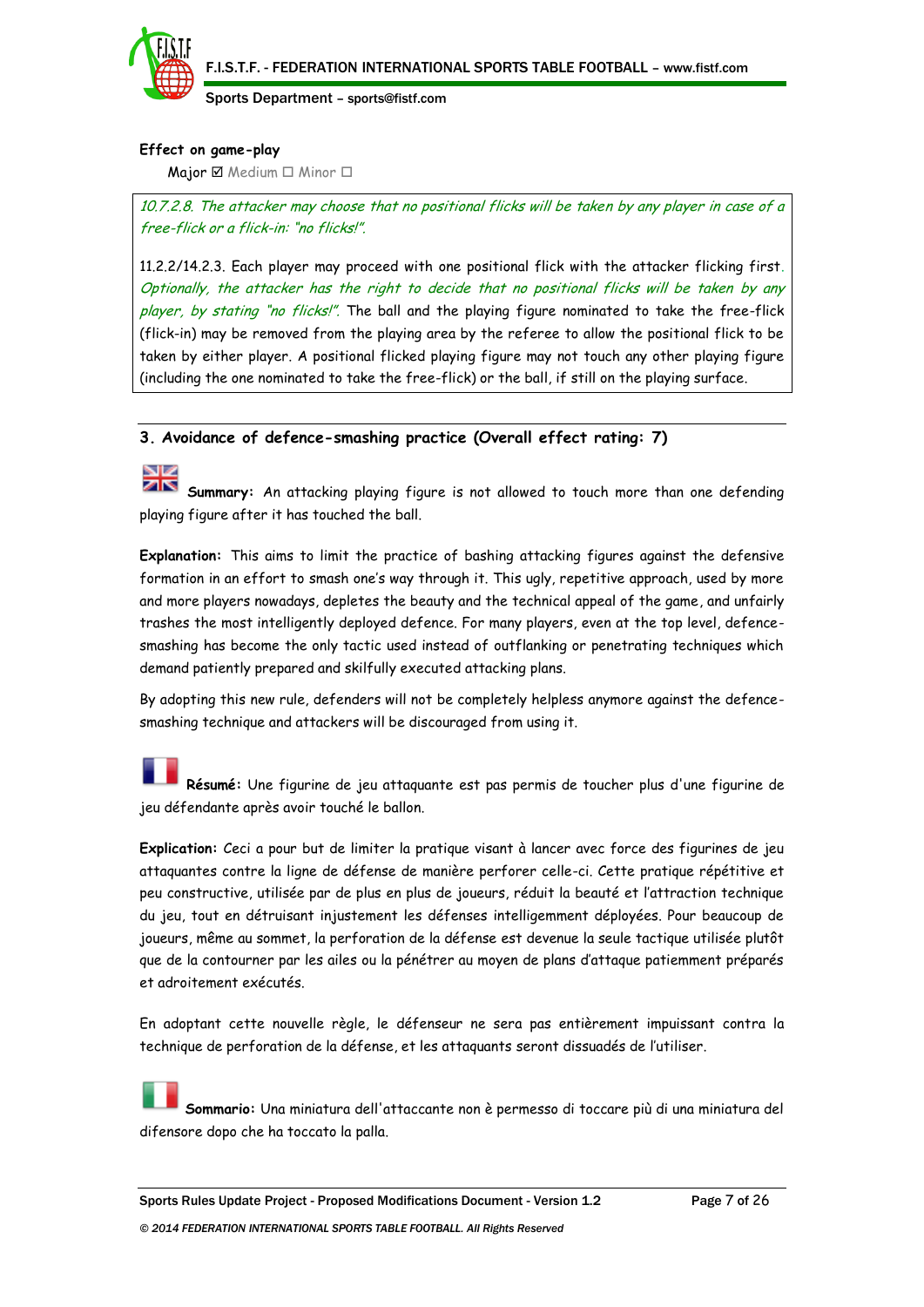**Effect on game-play**

Major ☑ Medium ☐ Minor ☐

*10.7.2.8. The attacker may choose that no positional flicks will be taken by any player in case of a free-flick or a flick-in: "no flicks!".*

11.2.2/14.2.3. Each player may proceed with one positional flick with the attacker flicking first. *Optionally, the attacker has the right to decide that no positional flicks will be taken by any player, by stating "no flicks!".* The ball and the playing figure nominated to take the free-flick (flick-in) may be removed from the playing area by the referee to allow the positional flick to be taken by either player. A positional flicked playing figure may not touch any other playing figure (including the one nominated to take the free-flick) or the ball, if still on the playing surface.

## 3. Avoidance of defence-smashing practice (Overall effect rating: 7)

**Summary:** An attacking playing figure is not allowed to touch more than one defending playing figure after it has touched the ball.

**Explanation:** This aims to limit the practice of bashing attacking figures against the defensive formation in an effort to smash one's way through it. This ugly, repetitive approach, used by more and more players nowadays, depletes the beauty and the technical appeal of the game, and unfairly trashes the most intelligently deployed defence. For many players, even at the top level, defence-smashing has become the only tactic used instead of outflanking or penetrating techniques which demand patiently prepared and skilfully executed attacking plans.

By adopting this new rule, defenders will not be completely helpless anymore against the defence-smashing technique and attackers will be discouraged from using it.

**Résumé:** Une figurine de jeu attaquante est pas permis de toucher plus d'une figurine de jeu défendante après avoir touché le ballon.

**Explication:** Ceci a pour but de limiter la pratique visant à lancer avec force des figurines de jeu attaquantes contre la ligne de défense de manière perforer celle-ci. Cette pratique répétitive et peu constructive, utilisée par de plus en plus de joueurs, réduit la beauté et l'attraction technique du jeu, tout en détruisant injustement les défenses intelligemment déployées. Pour beaucoup de joueurs, même au sommet, la perforation de la défense est devenue la seule tactique utilisée plutôt que de la contourner par les ailes ou la pénétrer au moyen de plans d'attaque patiemment préparés et adroitement exécutés.

En adoptant cette nouvelle règle, le défenseur ne sera pas entièrement impuissant contra la technique de perforation de la défense, et les attaquants seront dissuadés de l'utiliser.

**Sommario:** Una miniatura dell'attaccante non è permesso di toccare più di una miniatura del difensore dopo che ha toccato la palla.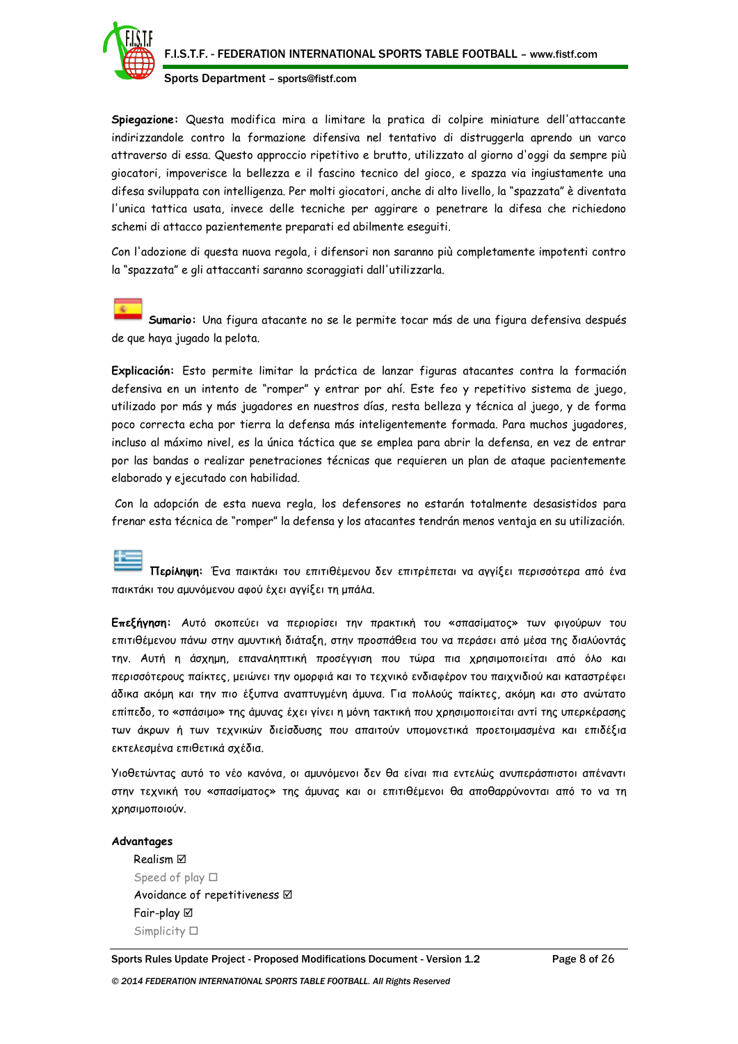**Spiegazione:** Questa modifica mira a limitare la pratica di colpire miniature dell'attaccante indirizzandole contro la formazione difensiva nel tentativo di distruggerla aprendo un varco attraverso di essa. Questo approccio ripetitivo e brutto, utilizzato al giorno d'oggi da sempre più giocatori, impoverisce la bellezza e il fascino tecnico del gioco, e spazza via ingiustamente una difesa sviluppata con intelligenza. Per molti giocatori, anche di alto livello, la "spazzata" è diventata l'unica tattica usata, invece delle tecniche per aggirare o penetrare la difesa che richiedono schemi di attacco pazientemente preparati ed abilmente eseguiti.

Con l'adozione di questa nuova regola, i difensori non saranno più completamente impotenti contro la "spazzata" e gli attaccanti saranno scoraggiati dall'utilizzarla.

**Sumario:** Una figura atacante no se le permite tocar más de una figura defensiva después de que haya jugado la pelota.

**Explicación:** Esto permite limitar la práctica de lanzar figuras atacantes contra la formación defensiva en un intento de "romper" y entrar por ahí. Este feo y repetitivo sistema de juego, utilizado por más y más jugadores en nuestros días, resta belleza y técnica al juego, y de forma poco correcta echa por tierra la defensa más inteligentemente formada. Para muchos jugadores, incluso al máximo nivel, es la única táctica que se emplea para abrir la defensa, en vez de entrar por las bandas o realizar penetraciones técnicas que requieren un plan de ataque pacientemente elaborado y ejecutado con habilidad.

Con la adopción de esta nueva regla, los defensores no estarán totalmente desasistidos para frenar esta técnica de "romper" la defensa y los atacantes tendrán menos ventaja en su utilización.

**Περίληψη:** Ένα παικτάκι του επιτιθέμενου δεν επιτρέπεται να αγγίξει περισσότερα από ένα παικτάκι του αμυνόμενου αφού έχει αγγίξει τη μπάλα.

**Επεξήγηση:** Αυτό σκοπεύει να περιορίσει την πρακτική του «σπασίματος» των φιγούρων του επιτιθέμενου πάνω στην αμυντική διάταξη, στην προσπάθεια του να περάσει από μέσα της διαλύοντάς την. Αυτή η άσχημη, επαναληπτική προσέγγιση που τώρα πια χρησιμοποιείται από όλο και περισσότερους παίκτες, μειώνει την ομορφιά και το τεχνικό ενδιαφέρον του παιχνιδιού και καταστρέφει άδικα ακόμη και την πιο έξυπνα αναπτυγμένη άμυνα. Για πολλούς παίκτες, ακόμη και στο ανώτατο επίπεδο, το «σπάσιμο» της άμυνας έχει γίνει η μόνη τακτική που χρησιμοποιείται αντί της υπερκέρασης των άκρων ή των τεχνικών διείσδυσης που απαιτούν υπομονετικά προετοιμασμένα και επιδέξια εκτελεσμένα επιθετικά σχέδια.

Υιοθετώντας αυτό το νέο κανόνα, οι αμυνόμενοι δεν θα είναι πια εντελώς ανυπεράσπιστοι απέναντι στην τεχνική του «σπασίματος» της άμυνας και οι επιτιθέμενοι θα αποθαρρύνονται από το να τη χρησιμοποιούν.

**Advantages**

- Realism ☑
- Speed of play ☐
- Avoidance of repetitiveness ☑
- Fair-play ☑
- Simplicity ☐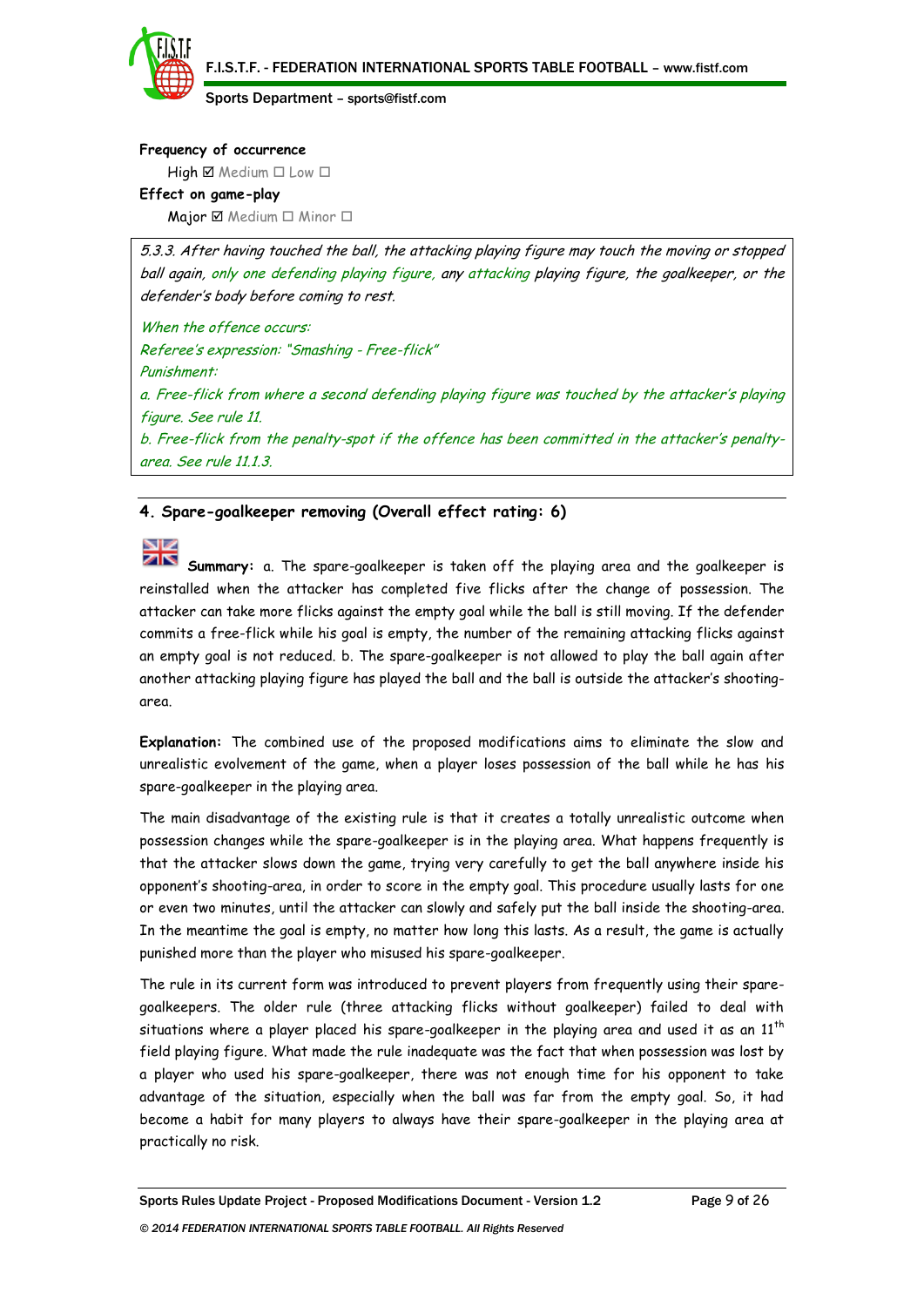**Frequency of occurrence**

High ☑ Medium ☐ Low ☐

**Effect on game-play**

Major ☑ Medium ☐ Minor ☐

> *5.3.3. After having touched the ball, the attacking playing figure may touch the moving or stopped ball again, only one defending playing figure, any attacking playing figure, the goalkeeper, or the defender's body before coming to rest.*
>
> *When the offence occurs:*
>
> *Referee's expression: "Smashing - Free-flick"*
>
> *Punishment:*
>
> *a. Free-flick from where a second defending playing figure was touched by the attacker's playing figure. See rule 11.*
>
> *b. Free-flick from the penalty-spot if the offence has been committed in the attacker's penalty-area. See rule 11.1.3.*

## 4. Spare-goalkeeper removing (Overall effect rating: 6)

**Summary:** a. The spare-goalkeeper is taken off the playing area and the goalkeeper is reinstalled when the attacker has completed five flicks after the change of possession. The attacker can take more flicks against the empty goal while the ball is still moving. If the defender commits a free-flick while his goal is empty, the number of the remaining attacking flicks against an empty goal is not reduced. b. The spare-goalkeeper is not allowed to play the ball again after another attacking playing figure has played the ball and the ball is outside the attacker's shooting-area.

**Explanation:** The combined use of the proposed modifications aims to eliminate the slow and unrealistic evolvement of the game, when a player loses possession of the ball while he has his spare-goalkeeper in the playing area.

The main disadvantage of the existing rule is that it creates a totally unrealistic outcome when possession changes while the spare-goalkeeper is in the playing area. What happens frequently is that the attacker slows down the game, trying very carefully to get the ball anywhere inside his opponent's shooting-area, in order to score in the empty goal. This procedure usually lasts for one or even two minutes, until the attacker can slowly and safely put the ball inside the shooting-area. In the meantime the goal is empty, no matter how long this lasts. As a result, the game is actually punished more than the player who misused his spare-goalkeeper.

The rule in its current form was introduced to prevent players from frequently using their spare-goalkeepers. The older rule (three attacking flicks without goalkeeper) failed to deal with situations where a player placed his spare-goalkeeper in the playing area and used it as an 11th field playing figure. What made the rule inadequate was the fact that when possession was lost by a player who used his spare-goalkeeper, there was not enough time for his opponent to take advantage of the situation, especially when the ball was far from the empty goal. So, it had become a habit for many players to always have their spare-goalkeeper in the playing area at practically no risk.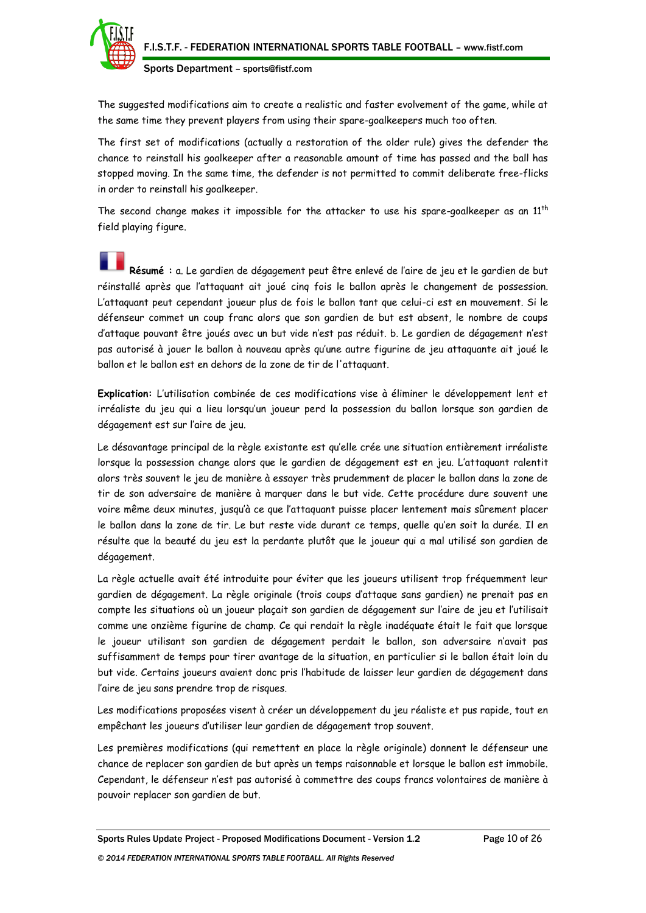The suggested modifications aim to create a realistic and faster evolvement of the game, while at the same time they prevent players from using their spare-goalkeepers much too often.

The first set of modifications (actually a restoration of the older rule) gives the defender the chance to reinstall his goalkeeper after a reasonable amount of time has passed and the ball has stopped moving. In the same time, the defender is not permitted to commit deliberate free-flicks in order to reinstall his goalkeeper.

The second change makes it impossible for the attacker to use his spare-goalkeeper as an 11th field playing figure.

**Résumé :** a. Le gardien de dégagement peut être enlevé de l'aire de jeu et le gardien de but réinstallé après que l'attaquant ait joué cinq fois le ballon après le changement de possession. L'attaquant peut cependant joueur plus de fois le ballon tant que celui-ci est en mouvement. Si le défenseur commet un coup franc alors que son gardien de but est absent, le nombre de coups d'attaque pouvant être joués avec un but vide n'est pas réduit. b. Le gardien de dégagement n'est pas autorisé à jouer le ballon à nouveau après qu'une autre figurine de jeu attaquante ait joué le ballon et le ballon est en dehors de la zone de tir de l'attaquant.

**Explication:** L'utilisation combinée de ces modifications vise à éliminer le développement lent et irréaliste du jeu qui a lieu lorsqu'un joueur perd la possession du ballon lorsque son gardien de dégagement est sur l'aire de jeu.

Le désavantage principal de la règle existante est qu'elle crée une situation entièrement irréaliste lorsque la possession change alors que le gardien de dégagement est en jeu. L'attaquant ralentit alors très souvent le jeu de manière à essayer très prudemment de placer le ballon dans la zone de tir de son adversaire de manière à marquer dans le but vide. Cette procédure dure souvent une voire même deux minutes, jusqu'à ce que l'attaquant puisse placer lentement mais sûrement placer le ballon dans la zone de tir. Le but reste vide durant ce temps, quelle qu'en soit la durée. Il en résulte que la beauté du jeu est la perdante plutôt que le joueur qui a mal utilisé son gardien de dégagement.

La règle actuelle avait été introduite pour éviter que les joueurs utilisent trop fréquemment leur gardien de dégagement. La règle originale (trois coups d'attaque sans gardien) ne prenait pas en compte les situations où un joueur plaçait son gardien de dégagement sur l'aire de jeu et l'utilisait comme une onzième figurine de champ. Ce qui rendait la règle inadéquate était le fait que lorsque le joueur utilisant son gardien de dégagement perdait le ballon, son adversaire n'avait pas suffisamment de temps pour tirer avantage de la situation, en particulier si le ballon était loin du but vide. Certains joueurs avaient donc pris l'habitude de laisser leur gardien de dégagement dans l'aire de jeu sans prendre trop de risques.

Les modifications proposées visent à créer un développement du jeu réaliste et pus rapide, tout en empêchant les joueurs d'utiliser leur gardien de dégagement trop souvent.

Les premières modifications (qui remettent en place la règle originale) donnent le défenseur une chance de replacer son gardien de but après un temps raisonnable et lorsque le ballon est immobile. Cependant, le défenseur n'est pas autorisé à commettre des coups francs volontaires de manière à pouvoir replacer son gardien de but.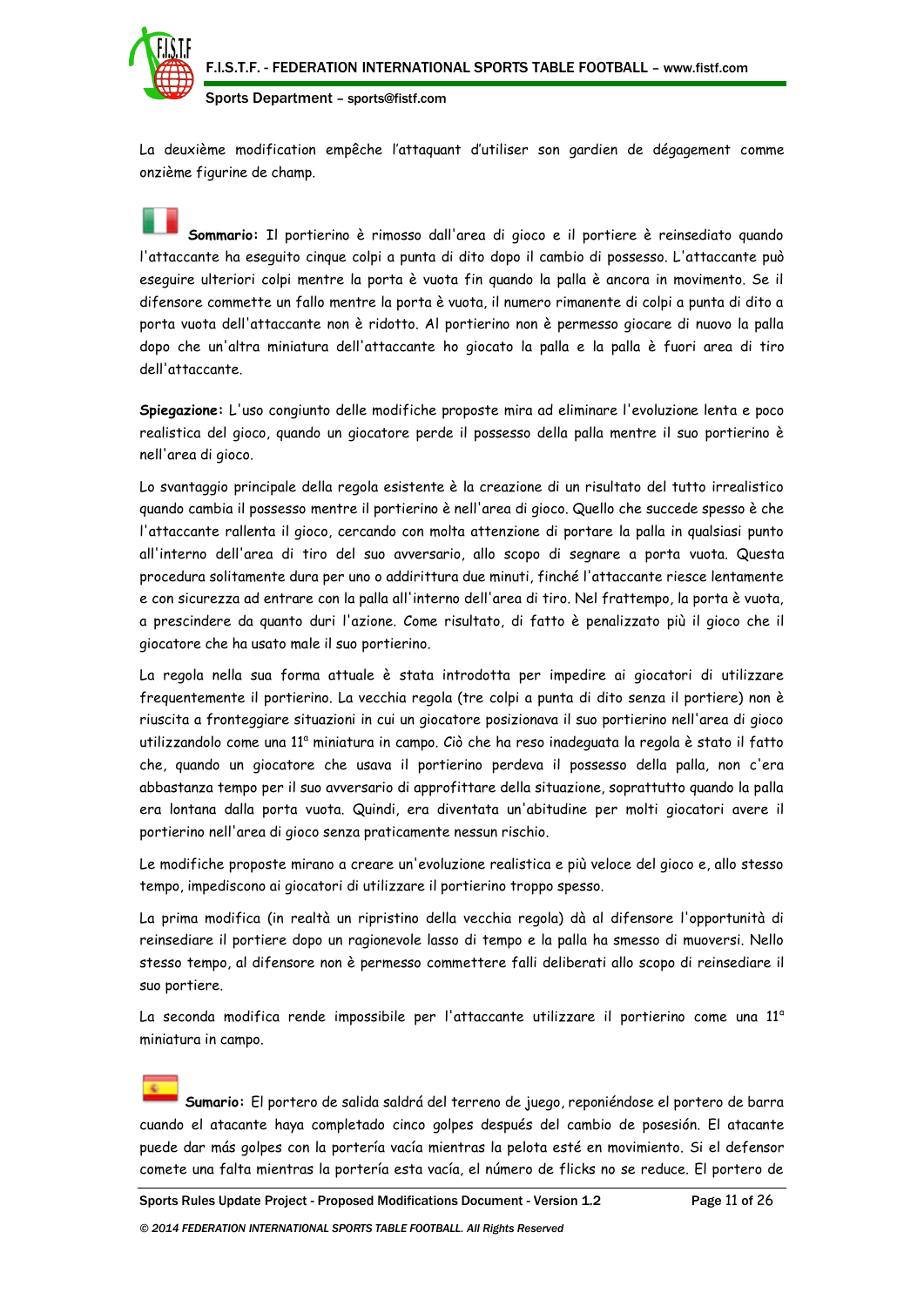La deuxième modification empêche l'attaquant d'utiliser son gardien de dégagement comme onzième figurine de champ.

**Sommario:** Il portierino è rimosso dall'area di gioco e il portiere è reinsediato quando l'attaccante ha eseguito cinque colpi a punta di dito dopo il cambio di possesso. L'attaccante può eseguire ulteriori colpi mentre la porta è vuota fin quando la palla è ancora in movimento. Se il difensore commette un fallo mentre la porta è vuota, il numero rimanente di colpi a punta di dito a porta vuota dell'attaccante non è ridotto. Al portierino non è permesso giocare di nuovo la palla dopo che un'altra miniatura dell'attaccante ho giocato la palla e la palla è fuori area di tiro dell'attaccante.

**Spiegazione:** L'uso congiunto delle modifiche proposte mira ad eliminare l'evoluzione lenta e poco realistica del gioco, quando un giocatore perde il possesso della palla mentre il suo portierino è nell'area di gioco.

Lo svantaggio principale della regola esistente è la creazione di un risultato del tutto irrealistico quando cambia il possesso mentre il portierino è nell'area di gioco. Quello che succede spesso è che l'attaccante rallenta il gioco, cercando con molta attenzione di portare la palla in qualsiasi punto all'interno dell'area di tiro del suo avversario, allo scopo di segnare a porta vuota. Questa procedura solitamente dura per uno o addirittura due minuti, finché l'attaccante riesce lentamente e con sicurezza ad entrare con la palla all'interno dell'area di tiro. Nel frattempo, la porta è vuota, a prescindere da quanto duri l'azione. Come risultato, di fatto è penalizzato più il gioco che il giocatore che ha usato male il suo portierino.

La regola nella sua forma attuale è stata introdotta per impedire ai giocatori di utilizzare frequentemente il portierino. La vecchia regola (tre colpi a punta di dito senza il portiere) non è riuscita a fronteggiare situazioni in cui un giocatore posizionava il suo portierino nell'area di gioco utilizzandolo come una 11ª miniatura in campo. Ciò che ha reso inadeguata la regola è stato il fatto che, quando un giocatore che usava il portierino perdeva il possesso della palla, non c'era abbastanza tempo per il suo avversario di approfittare della situazione, soprattutto quando la palla era lontana dalla porta vuota. Quindi, era diventata un'abitudine per molti giocatori avere il portierino nell'area di gioco senza praticamente nessun rischio.

Le modifiche proposte mirano a creare un'evoluzione realistica e più veloce del gioco e, allo stesso tempo, impediscono ai giocatori di utilizzare il portierino troppo spesso.

La prima modifica (in realtà un ripristino della vecchia regola) dà al difensore l'opportunità di reinsediare il portiere dopo un ragionevole lasso di tempo e la palla ha smesso di muoversi. Nello stesso tempo, al difensore non è permesso commettere falli deliberati allo scopo di reinsediare il suo portiere.

La seconda modifica rende impossibile per l'attaccante utilizzare il portierino come una 11ª miniatura in campo.

**Sumario:** El portero de salida saldrá del terreno de juego, reponiéndose el portero de barra cuando el atacante haya completado cinco golpes después del cambio de posesión. El atacante puede dar más golpes con la portería vacía mientras la pelota esté en movimiento. Si el defensor comete una falta mientras la portería esta vacía, el número de flicks no se reduce. El portero de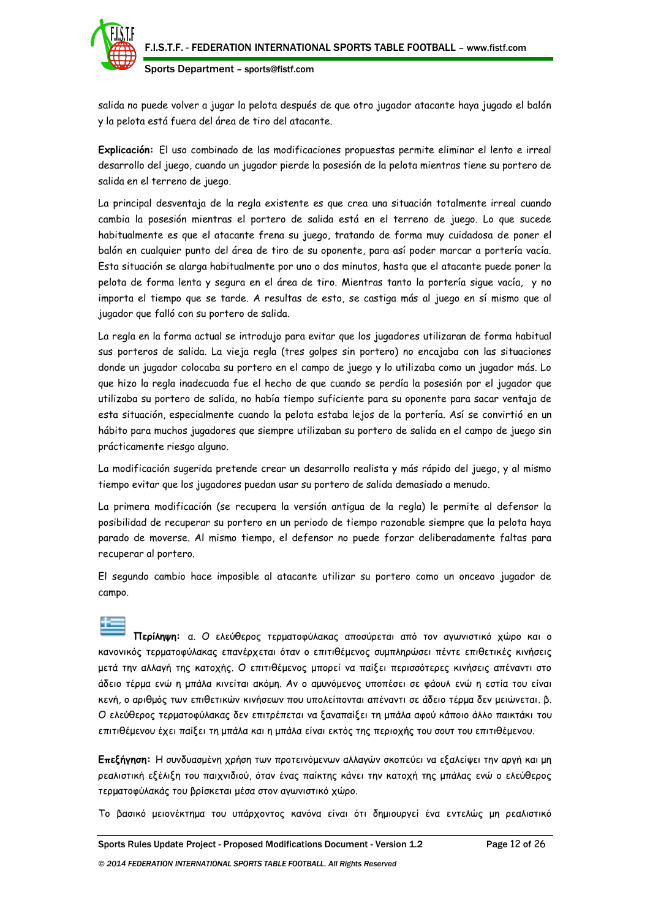salida no puede volver a jugar la pelota después de que otro jugador atacante haya jugado el balón y la pelota está fuera del área de tiro del atacante.

**Explicación:** El uso combinado de las modificaciones propuestas permite eliminar el lento e irreal desarrollo del juego, cuando un jugador pierde la posesión de la pelota mientras tiene su portero de salida en el terreno de juego.

La principal desventaja de la regla existente es que crea una situación totalmente irreal cuando cambia la posesión mientras el portero de salida está en el terreno de juego. Lo que sucede habitualmente es que el atacante frena su juego, tratando de forma muy cuidadosa de poner el balón en cualquier punto del área de tiro de su oponente, para así poder marcar a portería vacía. Esta situación se alarga habitualmente por uno o dos minutos, hasta que el atacante puede poner la pelota de forma lenta y segura en el área de tiro. Mientras tanto la portería sigue vacía, y no importa el tiempo que se tarde. A resultas de esto, se castiga más al juego en sí mismo que al jugador que falló con su portero de salida.

La regla en la forma actual se introdujo para evitar que los jugadores utilizaran de forma habitual sus porteros de salida. La vieja regla (tres golpes sin portero) no encajaba con las situaciones donde un jugador colocaba su portero en el campo de juego y lo utilizaba como un jugador más. Lo que hizo la regla inadecuada fue el hecho de que cuando se perdía la posesión por el jugador que utilizaba su portero de salida, no había tiempo suficiente para su oponente para sacar ventaja de esta situación, especialmente cuando la pelota estaba lejos de la portería. Así se convirtió en un hábito para muchos jugadores que siempre utilizaban su portero de salida en el campo de juego sin prácticamente riesgo alguno.

La modificación sugerida pretende crear un desarrollo realista y más rápido del juego, y al mismo tiempo evitar que los jugadores puedan usar su portero de salida demasiado a menudo.

La primera modificación (se recupera la versión antigua de la regla) le permite al defensor la posibilidad de recuperar su portero en un periodo de tiempo razonable siempre que la pelota haya parado de moverse. Al mismo tiempo, el defensor no puede forzar deliberadamente faltas para recuperar al portero.

El segundo cambio hace imposible al atacante utilizar su portero como un onceavo jugador de campo.

**Περίληψη:** α. Ο ελεύθερος τερματοφύλακας αποσύρεται από τον αγωνιστικό χώρο και ο κανονικός τερματοφύλακας επανέρχεται όταν ο επιτιθέμενος συμπληρώσει πέντε επιθετικές κινήσεις μετά την αλλαγή της κατοχής. Ο επιτιθέμενος μπορεί να παίξει περισσότερες κινήσεις απέναντι στο άδειο τέρμα ενώ η μπάλα κινείται ακόμη. Αν ο αμυνόμενος υποπέσει σε φάουλ ενώ η εστία του είναι κενή, ο αριθμός των επιθετικών κινήσεων που υπολείπονται απέναντι σε άδειο τέρμα δεν μειώνεται. β. Ο ελεύθερος τερματοφύλακας δεν επιτρέπεται να ξαναπαίξει τη μπάλα αφού κάποιο άλλο παικτάκι του επιτιθέμενου έχει παίξει τη μπάλα και η μπάλα είναι εκτός της περιοχής του σουτ του επιτιθέμενου.

**Επεξήγηση:** Η συνδυασμένη χρήση των προτεινόμενων αλλαγών σκοπεύει να εξαλείψει την αργή και μη ρεαλιστική εξέλιξη του παιχνιδιού, όταν ένας παίκτης κάνει την κατοχή της μπάλας ενώ ο ελεύθερος τερματοφύλακάς του βρίσκεται μέσα στον αγωνιστικό χώρο.

Το βασικό μειονέκτημα του υπάρχοντος κανόνα είναι ότι δημιουργεί ένα εντελώς μη ρεαλιστικό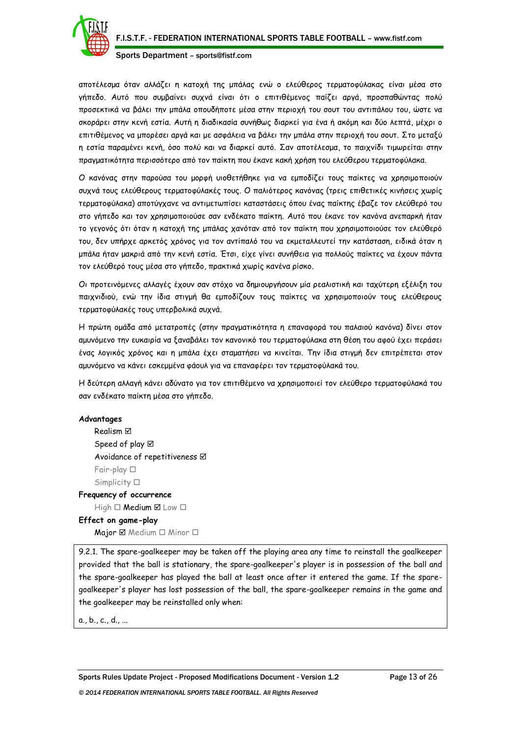αποτέλεσμα όταν αλλάζει η κατοχή της μπάλας ενώ ο ελεύθερος τερματοφύλακας είναι μέσα στο γήπεδο. Αυτό που συμβαίνει συχνά είναι ότι ο επιτιθέμενος παίζει αργά, προσπαθώντας πολύ προσεκτικά να βάλει την μπάλα οπουδήποτε μέσα στην περιοχή του σουτ του αντιπάλου του, ώστε να σκοράρει στην κενή εστία. Αυτή η διαδικασία συνήθως διαρκεί για ένα ή ακόμη και δύο λεπτά, μέχρι ο επιτιθέμενος να μπορέσει αργά και με ασφάλεια να βάλει την μπάλα στην περιοχή του σουτ. Στο μεταξύ η εστία παραμένει κενή, όσο πολύ και να διαρκεί αυτό. Σαν αποτέλεσμα, το παιχνίδι τιμωρείται στην πραγματικότητα περισσότερο από τον παίκτη που έκανε κακή χρήση του ελεύθερου τερματοφύλακα.

Ο κανόνας στην παρούσα του μορφή υιοθετήθηκε για να εμποδίζει τους παίκτες να χρησιμοποιούν συχνά τους ελεύθερους τερματοφύλακές τους. Ο παλιότερος κανόνας (τρεις επιθετικές κινήσεις χωρίς τερματοφύλακα) αποτύγχανε να αντιμετωπίσει καταστάσεις όπου ένας παίκτης έβαζε τον ελεύθερό του στο γήπεδο και τον χρησιμοποιούσε σαν ενδέκατο παίκτη. Αυτό που έκανε τον κανόνα ανεπαρκή ήταν το γεγονός ότι όταν η κατοχή της μπάλας χανόταν από τον παίκτη που χρησιμοποιούσε τον ελεύθερό του, δεν υπήρχε αρκετός χρόνος για τον αντίπαλό του να εκμεταλλευτεί την κατάσταση, ειδικά όταν η μπάλα ήταν μακριά από την κενή εστία. Έτσι, είχε γίνει συνήθεια για πολλούς παίκτες να έχουν πάντα τον ελεύθερό τους μέσα στο γήπεδο, πρακτικά χωρίς κανένα ρίσκο.

Οι προτεινόμενες αλλαγές έχουν σαν στόχο να δημιουργήσουν μία ρεαλιστική και ταχύτερη εξέλιξη του παιχνιδιού, ενώ την ίδια στιγμή θα εμποδίζουν τους παίκτες να χρησιμοποιούν τους ελεύθερους τερματοφύλακές τους υπερβολικά συχνά.

Η πρώτη ομάδα από μετατροπές (στην πραγματικότητα η επαναφορά του παλαιού κανόνα) δίνει στον αμυνόμενο την ευκαιρία να ξαναβάλει τον κανονικό του τερματοφύλακα στη θέση του αφού έχει περάσει ένας λογικός χρόνος και η μπάλα έχει σταματήσει να κινείται. Την ίδια στιγμή δεν επιτρέπεται στον αμυνόμενο να κάνει εσκεμμένα φάουλ για να επαναφέρει τον τερματοφύλακά του.

Η δεύτερη αλλαγή κάνει αδύνατο για τον επιτιθέμενο να χρησιμοποιεί τον ελεύθερο τερματοφύλακά του σαν ενδέκατο παίκτη μέσα στο γήπεδο.

**Advantages**

- Realism ☑
- Speed of play ☑
- Avoidance of repetitiveness ☑
- Fair-play ☐
- Simplicity ☐

**Frequency of occurrence**

High ☐ Medium ☑ Low ☐

**Effect on game-play**

Major ☑ Medium ☐ Minor ☐

9.2.1. The spare-goalkeeper may be taken off the playing area any time to reinstall the goalkeeper provided that the ball is stationary, the spare-goalkeeper's player is in possession of the ball and the spare-goalkeeper has played the ball at least once after it entered the game. If the spare-goalkeeper's player has lost possession of the ball, the spare-goalkeeper remains in the game and the goalkeeper may be reinstalled only when:

a., b., c., d., ...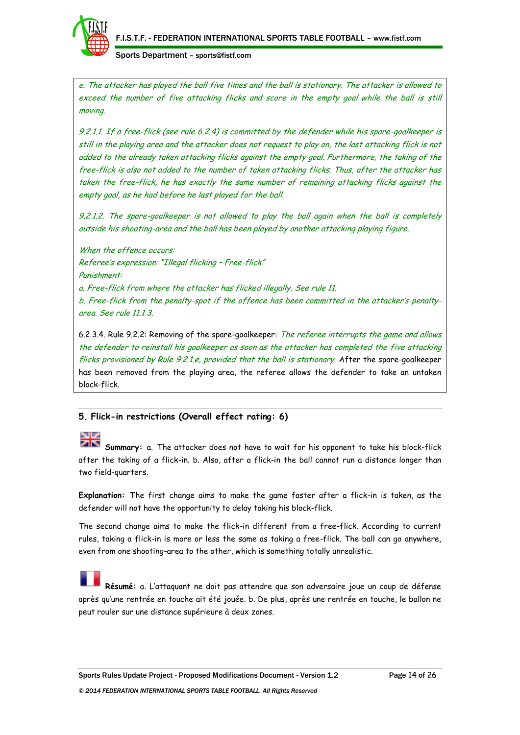*e. The attacker has played the ball five times and the ball is stationary. The attacker is allowed to exceed the number of five attacking flicks and score in the empty goal while the ball is still moving.*

*9.2.1.1. If a free-flick (see rule 6.2.4) is committed by the defender while his spare-goalkeeper is still in the playing area and the attacker does not request to play on, the last attacking flick is not added to the already taken attacking flicks against the empty goal. Furthermore, the taking of the free-flick is also not added to the number of taken attacking flicks. Thus, after the attacker has taken the free-flick, he has exactly the same number of remaining attacking flicks against the empty goal, as he had before he last played for the ball.*

*9.2.1.2. The spare-goalkeeper is not allowed to play the ball again when the ball is completely outside his shooting-area and the ball has been played by another attacking playing figure.*

*When the offence occurs:*
*Referee's expression: "Illegal flicking – Free-flick"*
*Punishment:*
*a. Free-flick from where the attacker has flicked illegally. See rule 11.*
*b. Free-flick from the penalty-spot if the offence has been committed in the attacker's penalty-area. See rule 11.1.3.*

6.2.3.4. Rule 9.2.2: Removing of the spare-goalkeeper: *The referee interrupts the game and allows the defender to reinstall his goalkeeper as soon as the attacker has completed the five attacking flicks provisioned by Rule 9.2.1.e, provided that the ball is stationary.* After the spare-goalkeeper has been removed from the playing area, the referee allows the defender to take an untaken block-flick.

## 5. Flick-in restrictions (Overall effect rating: 6)

**Summary:** a. The attacker does not have to wait for his opponent to take his block-flick after the taking of a flick-in. b. Also, after a flick-in the ball cannot run a distance longer than two field-quarters.

**Explanation:** The first change aims to make the game faster after a flick-in is taken, as the defender will not have the opportunity to delay taking his block-flick.

The second change aims to make the flick-in different from a free-flick. According to current rules, taking a flick-in is more or less the same as taking a free-flick. The ball can go anywhere, even from one shooting-area to the other, which is something totally unrealistic.

**Résumé:** a. L'attaquant ne doit pas attendre que son adversaire joue un coup de défense après qu'une rentrée en touche ait été jouée. b. De plus, après une rentrée en touche, le ballon ne peut rouler sur une distance supérieure à deux zones.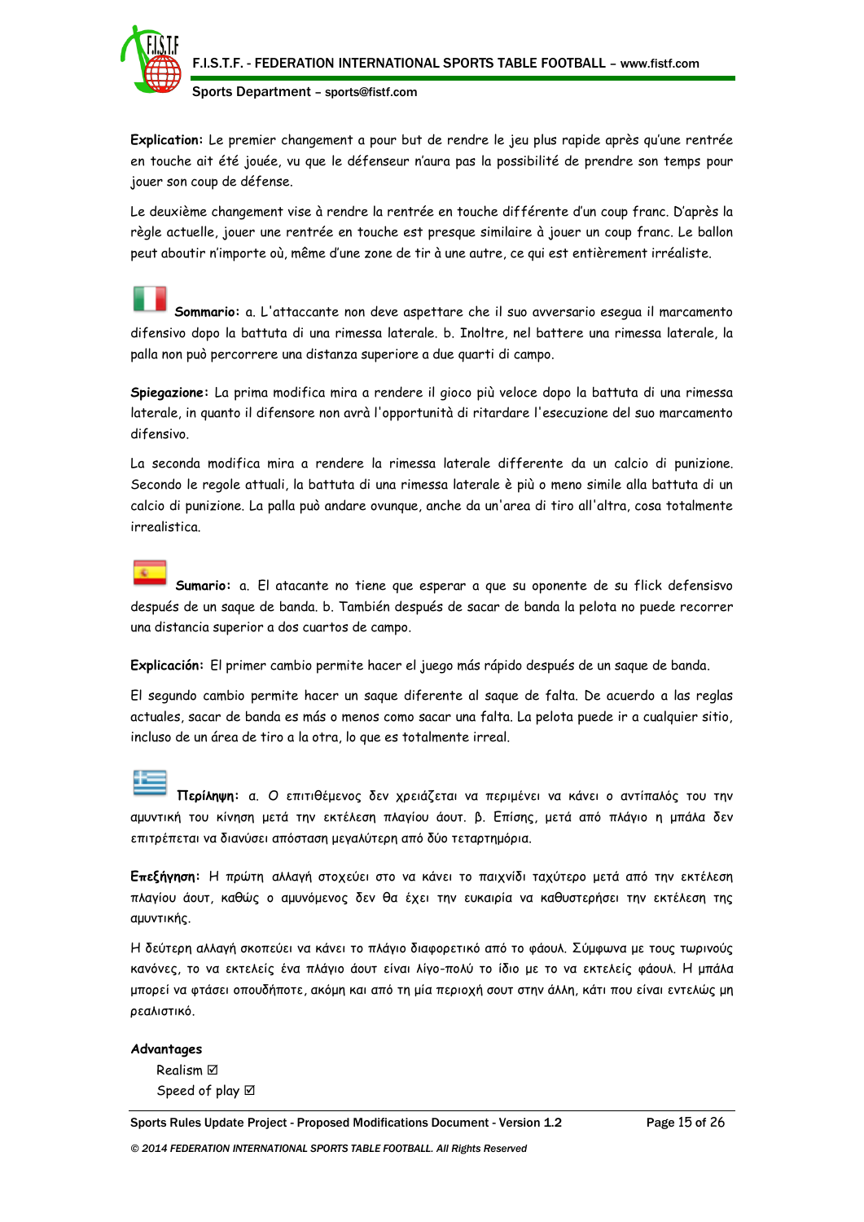**Explication:** Le premier changement a pour but de rendre le jeu plus rapide après qu'une rentrée en touche ait été jouée, vu que le défenseur n'aura pas la possibilité de prendre son temps pour jouer son coup de défense.

Le deuxième changement vise à rendre la rentrée en touche différente d'un coup franc. D'après la règle actuelle, jouer une rentrée en touche est presque similaire à jouer un coup franc. Le ballon peut aboutir n'importe où, même d'une zone de tir à une autre, ce qui est entièrement irréaliste.

**Sommario:** a. L'attaccante non deve aspettare che il suo avversario esegua il marcamento difensivo dopo la battuta di una rimessa laterale. b. Inoltre, nel battere una rimessa laterale, la palla non può percorrere una distanza superiore a due quarti di campo.

**Spiegazione:** La prima modifica mira a rendere il gioco più veloce dopo la battuta di una rimessa laterale, in quanto il difensore non avrà l'opportunità di ritardare l'esecuzione del suo marcamento difensivo.

La seconda modifica mira a rendere la rimessa laterale differente da un calcio di punizione. Secondo le regole attuali, la battuta di una rimessa laterale è più o meno simile alla battuta di un calcio di punizione. La palla può andare ovunque, anche da un'area di tiro all'altra, cosa totalmente irrealistica.

**Sumario:** a. El atacante no tiene que esperar a que su oponente de su flick defensisvo después de un saque de banda. b. También después de sacar de banda la pelota no puede recorrer una distancia superior a dos cuartos de campo.

**Explicación:** El primer cambio permite hacer el juego más rápido después de un saque de banda.

El segundo cambio permite hacer un saque diferente al saque de falta. De acuerdo a las reglas actuales, sacar de banda es más o menos como sacar una falta. La pelota puede ir a cualquier sitio, incluso de un área de tiro a la otra, lo que es totalmente irreal.

**Περίληψη:** α. Ο επιτιθέμενος δεν χρειάζεται να περιμένει να κάνει ο αντίπαλός του την αμυντική του κίνηση μετά την εκτέλεση πλαγίου άουτ. β. Επίσης, μετά από πλάγιο η μπάλα δεν επιτρέπεται να διανύσει απόσταση μεγαλύτερη από δύο τεταρτημόρια.

**Επεξήγηση:** Η πρώτη αλλαγή στοχεύει στο να κάνει το παιχνίδι ταχύτερο μετά από την εκτέλεση πλαγίου άουτ, καθώς ο αμυνόμενος δεν θα έχει την ευκαιρία να καθυστερήσει την εκτέλεση της αμυντικής.

Η δεύτερη αλλαγή σκοπεύει να κάνει το πλάγιο διαφορετικό από το φάουλ. Σύμφωνα με τους τωρινούς κανόνες, το να εκτελείς ένα πλάγιο άουτ είναι λίγο-πολύ το ίδιο με το να εκτελείς φάουλ. Η μπάλα μπορεί να φτάσει οπουδήποτε, ακόμη και από τη μία περιοχή σουτ στην άλλη, κάτι που είναι εντελώς μη ρεαλιστικό.

**Advantages**

- Realism ☑
- Speed of play ☑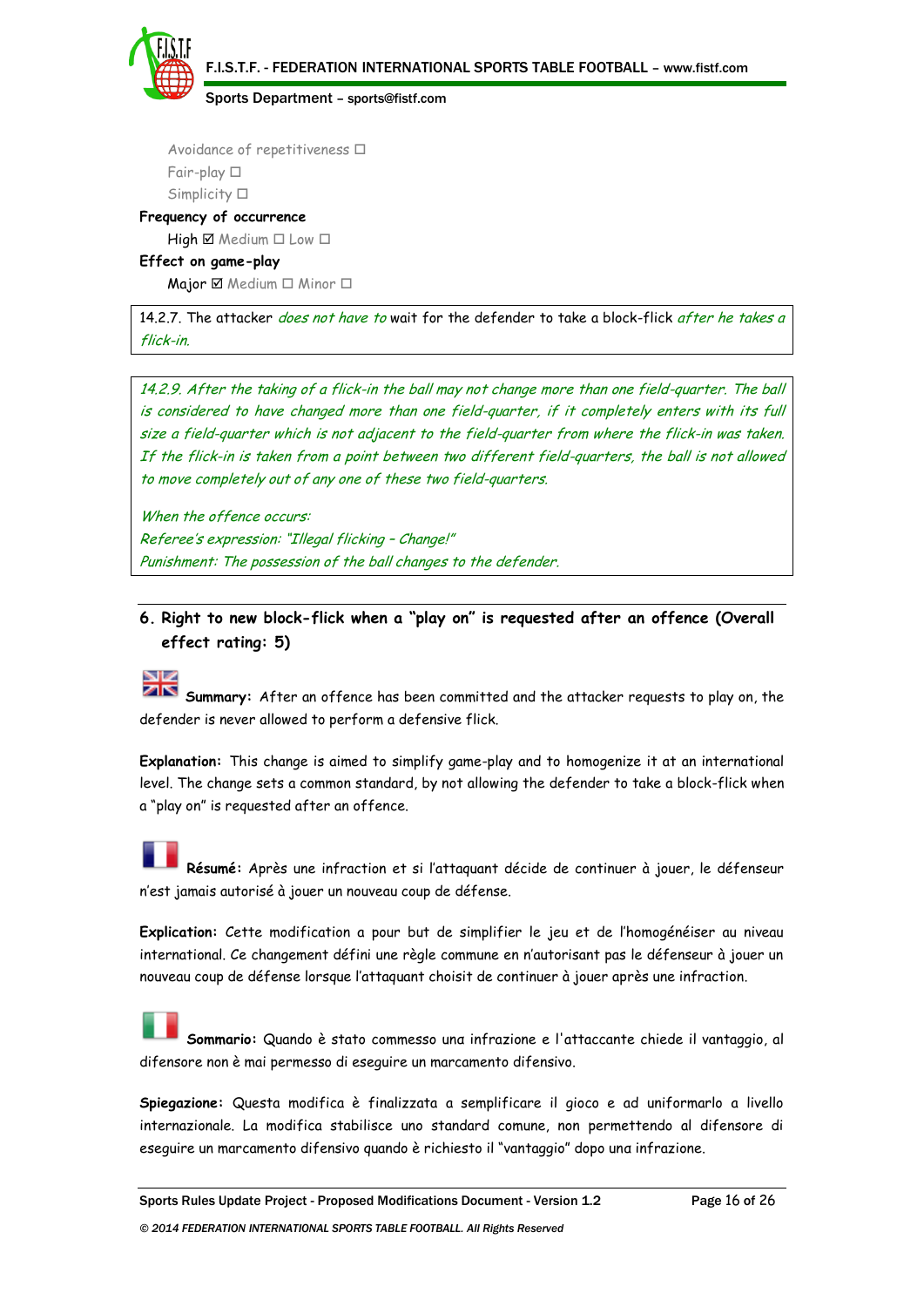Avoidance of repetitiveness ☐
Fair-play ☐
Simplicity ☐

**Frequency of occurrence**

High ☑ Medium ☐ Low ☐

**Effect on game-play**

Major ☑ Medium ☐ Minor ☐

14.2.7. The attacker *does not have to* wait for the defender to take a block-flick *after he takes a flick-in.*

*14.2.9. After the taking of a flick-in the ball may not change more than one field-quarter. The ball is considered to have changed more than one field-quarter, if it completely enters with its full size a field-quarter which is not adjacent to the field-quarter from where the flick-in was taken. If the flick-in is taken from a point between two different field-quarters, the ball is not allowed to move completely out of any one of these two field-quarters.*

*When the offence occurs:*
*Referee's expression: "Illegal flicking – Change!"*
*Punishment: The possession of the ball changes to the defender.*

## 6. Right to new block-flick when a "play on" is requested after an offence (Overall effect rating: 5)

**Summary:** After an offence has been committed and the attacker requests to play on, the defender is never allowed to perform a defensive flick.

**Explanation:** This change is aimed to simplify game-play and to homogenize it at an international level. The change sets a common standard, by not allowing the defender to take a block-flick when a "play on" is requested after an offence.

**Résumé:** Après une infraction et si l'attaquant décide de continuer à jouer, le défenseur n'est jamais autorisé à jouer un nouveau coup de défense.

**Explication:** Cette modification a pour but de simplifier le jeu et de l'homogénéiser au niveau international. Ce changement défini une règle commune en n'autorisant pas le défenseur à jouer un nouveau coup de défense lorsque l'attaquant choisit de continuer à jouer après une infraction.

**Sommario:** Quando è stato commesso una infrazione e l'attaccante chiede il vantaggio, al difensore non è mai permesso di eseguire un marcamento difensivo.

**Spiegazione:** Questa modifica è finalizzata a semplificare il gioco e ad uniformarlo a livello internazionale. La modifica stabilisce uno standard comune, non permettendo al difensore di eseguire un marcamento difensivo quando è richiesto il "vantaggio" dopo una infrazione.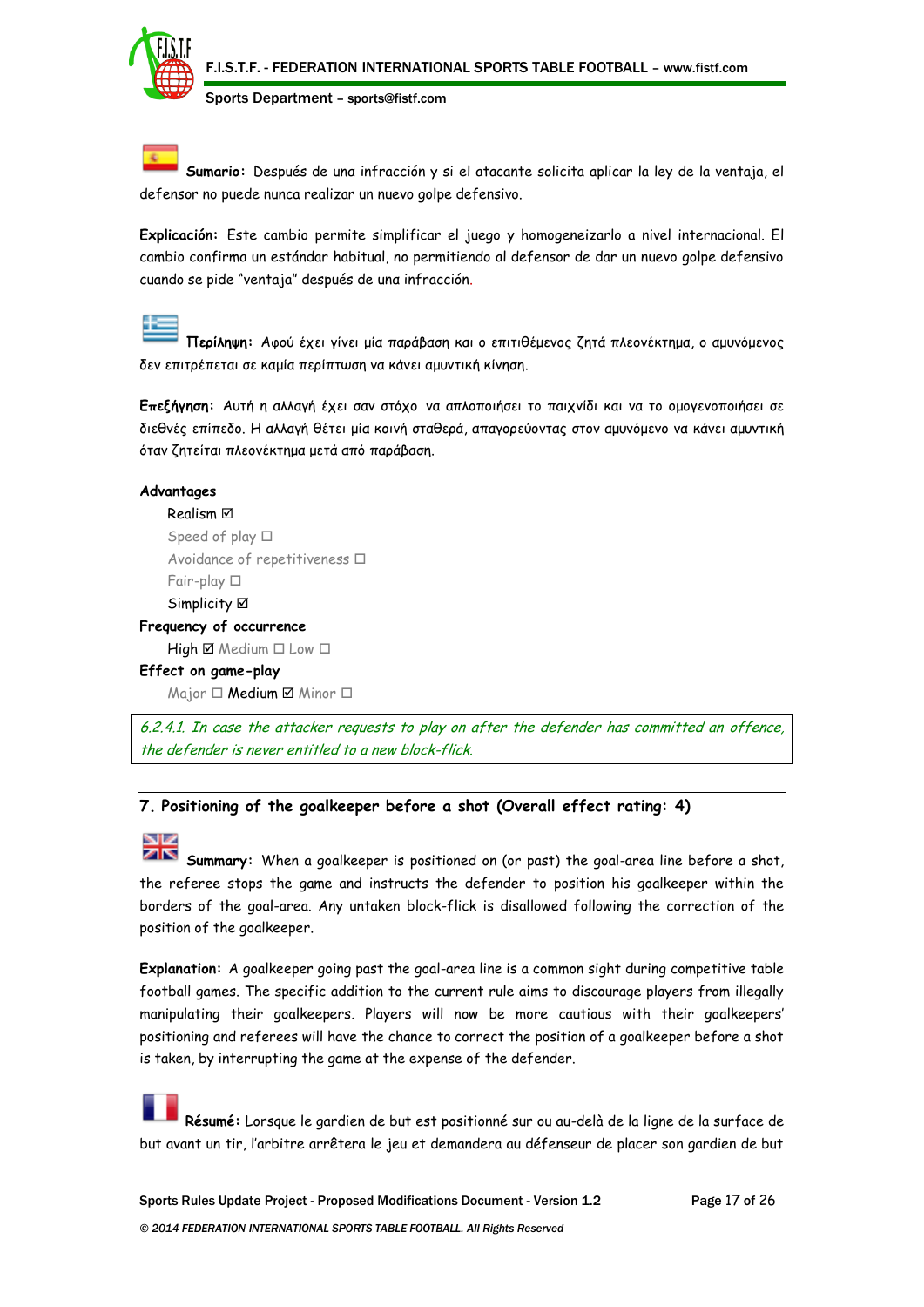**Sumario:** Después de una infracción y si el atacante solicita aplicar la ley de la ventaja, el defensor no puede nunca realizar un nuevo golpe defensivo.

**Explicación:** Este cambio permite simplificar el juego y homogeneizarlo a nivel internacional. El cambio confirma un estándar habitual, no permitiendo al defensor de dar un nuevo golpe defensivo cuando se pide "ventaja" después de una infracción.

**Περίληψη:** Αφού έχει γίνει μία παράβαση και ο επιτιθέμενος ζητά πλεονέκτημα, ο αμυνόμενος δεν επιτρέπεται σε καμία περίπτωση να κάνει αμυντική κίνηση.

**Επεξήγηση:** Αυτή η αλλαγή έχει σαν στόχο να απλοποιήσει το παιχνίδι και να το ομογενοποιήσει σε διεθνές επίπεδο. Η αλλαγή θέτει μία κοινή σταθερά, απαγορεύοντας στον αμυνόμενο να κάνει αμυντική όταν ζητείται πλεονέκτημα μετά από παράβαση.

**Advantages**

- Realism ☑
- Speed of play ☐
- Avoidance of repetitiveness ☐
- Fair-play ☐
- Simplicity ☑

**Frequency of occurrence**

High ☑ Medium ☐ Low ☐

**Effect on game-play**

Major ☐ Medium ☑ Minor ☐

*6.2.4.1. In case the attacker requests to play on after the defender has committed an offence, the defender is never entitled to a new block-flick.*

## 7. Positioning of the goalkeeper before a shot (Overall effect rating: 4)

**Summary:** When a goalkeeper is positioned on (or past) the goal-area line before a shot, the referee stops the game and instructs the defender to position his goalkeeper within the borders of the goal-area. Any untaken block-flick is disallowed following the correction of the position of the goalkeeper.

**Explanation:** A goalkeeper going past the goal-area line is a common sight during competitive table football games. The specific addition to the current rule aims to discourage players from illegally manipulating their goalkeepers. Players will now be more cautious with their goalkeepers' positioning and referees will have the chance to correct the position of a goalkeeper before a shot is taken, by interrupting the game at the expense of the defender.

**Résumé:** Lorsque le gardien de but est positionné sur ou au-delà de la ligne de la surface de but avant un tir, l'arbitre arrêtera le jeu et demandera au défenseur de placer son gardien de but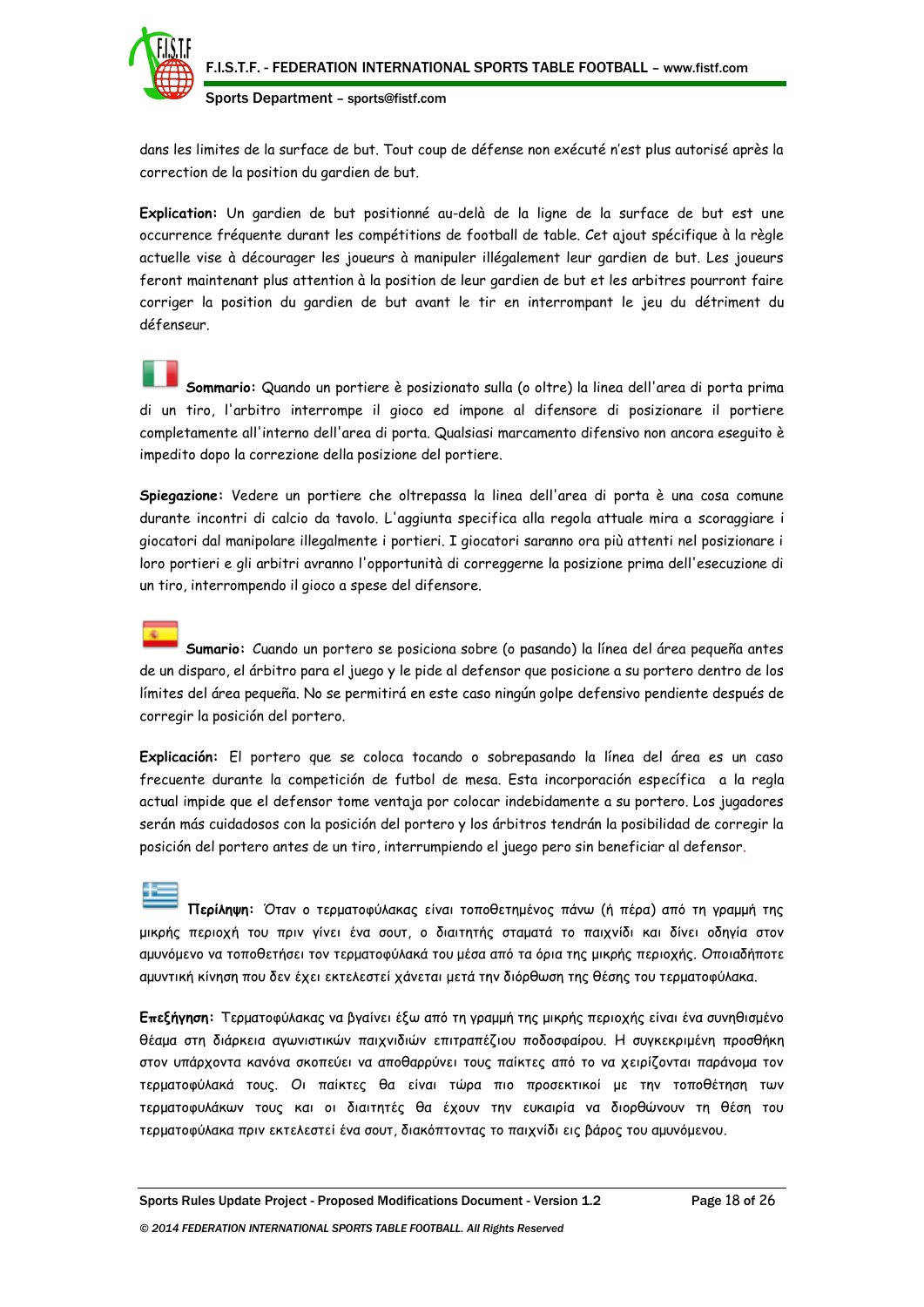dans les limites de la surface de but. Tout coup de défense non exécuté n'est plus autorisé après la correction de la position du gardien de but.

**Explication:** Un gardien de but positionné au-delà de la ligne de la surface de but est une occurrence fréquente durant les compétitions de football de table. Cet ajout spécifique à la règle actuelle vise à décourager les joueurs à manipuler illégalement leur gardien de but. Les joueurs feront maintenant plus attention à la position de leur gardien de but et les arbitres pourront faire corriger la position du gardien de but avant le tir en interrompant le jeu du détriment du défenseur.

**Sommario:** Quando un portiere è posizionato sulla (o oltre) la linea dell'area di porta prima di un tiro, l'arbitro interrompe il gioco ed impone al difensore di posizionare il portiere completamente all'interno dell'area di porta. Qualsiasi marcamento difensivo non ancora eseguito è impedito dopo la correzione della posizione del portiere.

**Spiegazione:** Vedere un portiere che oltrepassa la linea dell'area di porta è una cosa comune durante incontri di calcio da tavolo. L'aggiunta specifica alla regola attuale mira a scoraggiare i giocatori dal manipolare illegalmente i portieri. I giocatori saranno ora più attenti nel posizionare i loro portieri e gli arbitri avranno l'opportunità di correggerne la posizione prima dell'esecuzione di un tiro, interrompendo il gioco a spese del difensore.

**Sumario:** Cuando un portero se posiciona sobre (o pasando) la línea del área pequeña antes de un disparo, el árbitro para el juego y le pide al defensor que posicione a su portero dentro de los límites del área pequeña. No se permitirá en este caso ningún golpe defensivo pendiente después de corregir la posición del portero.

**Explicación:** El portero que se coloca tocando o sobrepasando la línea del área es un caso frecuente durante la competición de futbol de mesa. Esta incorporación específica a la regla actual impide que el defensor tome ventaja por colocar indebidamente a su portero. Los jugadores serán más cuidadosos con la posición del portero y los árbitros tendrán la posibilidad de corregir la posición del portero antes de un tiro, interrumpiendo el juego pero sin beneficiar al defensor.

**Περίληψη:** Όταν ο τερματοφύλακας είναι τοποθετημένος πάνω (ή πέρα) από τη γραμμή της μικρής περιοχή του πριν γίνει ένα σουτ, ο διαιτητής σταματά το παιχνίδι και δίνει οδηγία στον αμυνόμενο να τοποθετήσει τον τερματοφύλακά του μέσα από τα όρια της μικρής περιοχής. Οποιαδήποτε αμυντική κίνηση που δεν έχει εκτελεστεί χάνεται μετά την διόρθωση της θέσης του τερματοφύλακα.

**Επεξήγηση:** Τερματοφύλακας να βγαίνει έξω από τη γραμμή της μικρής περιοχής είναι ένα συνηθισμένο θέαμα στη διάρκεια αγωνιστικών παιχνιδιών επιτραπέζιου ποδοσφαίρου. Η συγκεκριμένη προσθήκη στον υπάρχοντα κανόνα σκοπεύει να αποθαρρύνει τους παίκτες από το να χειρίζονται παράνομα τον τερματοφύλακά τους. Οι παίκτες θα είναι τώρα πιο προσεκτικοί με την τοποθέτηση των τερματοφυλάκων τους και οι διαιτητές θα έχουν την ευκαιρία να διορθώνουν τη θέση του τερματοφύλακα πριν εκτελεστεί ένα σουτ, διακόπτοντας το παιχνίδι εις βάρος του αμυνόμενου.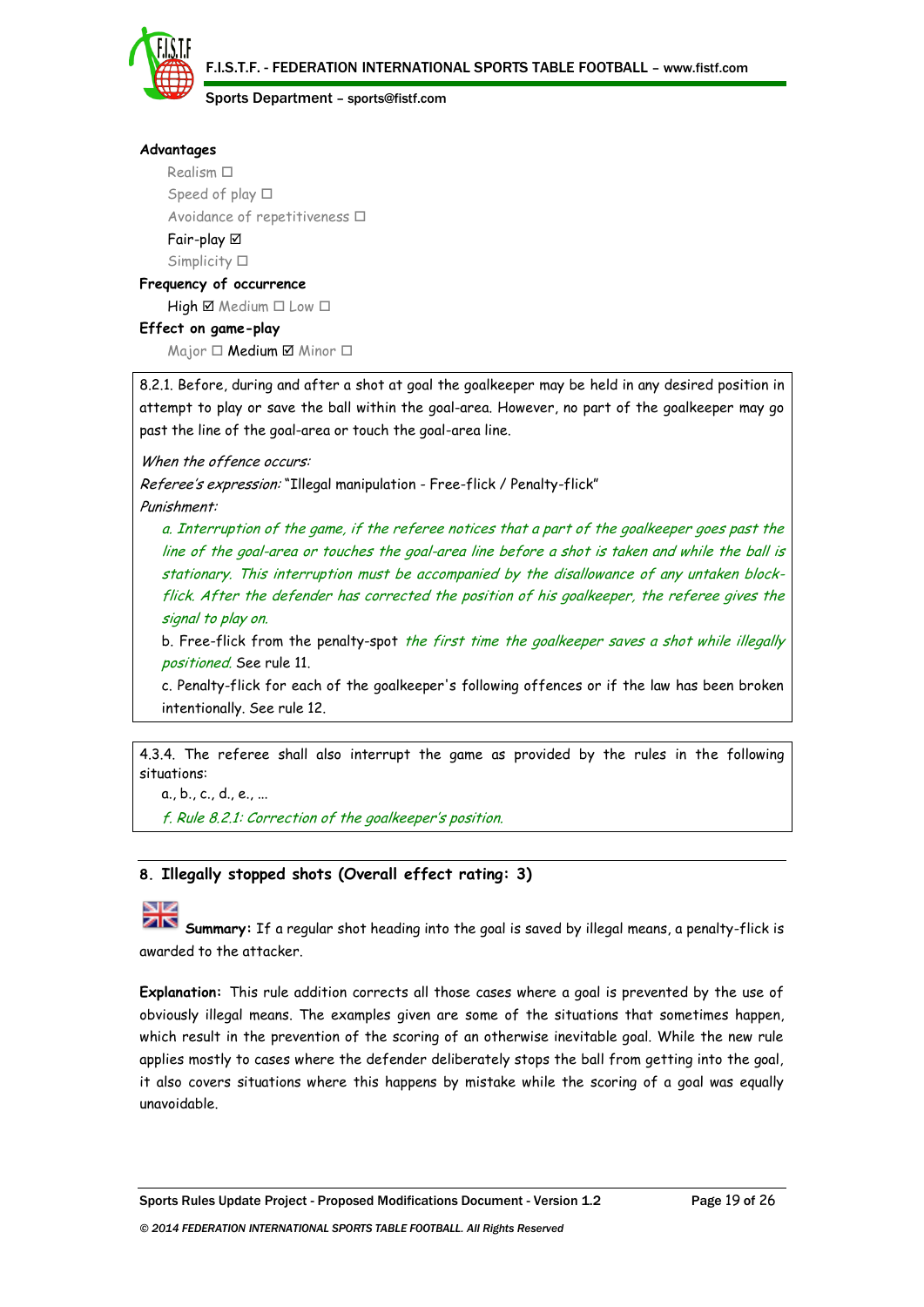**Advantages**

Realism ☐
Speed of play ☐
Avoidance of repetitiveness ☐
Fair-play ☑
Simplicity ☐

**Frequency of occurrence**

High ☑ Medium ☐ Low ☐

**Effect on game-play**

Major ☐ Medium ☑ Minor ☐

> 8.2.1. Before, during and after a shot at goal the goalkeeper may be held in any desired position in attempt to play or save the ball within the goal-area. However, no part of the goalkeeper may go past the line of the goal-area or touch the goal-area line.
>
> *When the offence occurs:*
> *Referee's expression:* "Illegal manipulation - Free-flick / Penalty-flick"
> *Punishment:*
>
> *a. Interruption of the game, if the referee notices that a part of the goalkeeper goes past the line of the goal-area or touches the goal-area line before a shot is taken and while the ball is stationary. This interruption must be accompanied by the disallowance of any untaken block-flick. After the defender has corrected the position of his goalkeeper, the referee gives the signal to play on.*
>
> b. Free-flick from the penalty-spot *the first time the goalkeeper saves a shot while illegally positioned.* See rule 11.
>
> c. Penalty-flick for each of the goalkeeper's following offences or if the law has been broken intentionally. See rule 12.

> 4.3.4. The referee shall also interrupt the game as provided by the rules in the following situations:
>
> a., b., c., d., e., ...
>
> *f. Rule 8.2.1: Correction of the goalkeeper's position.*

## 8. Illegally stopped shots (Overall effect rating: 3)

**Summary:** If a regular shot heading into the goal is saved by illegal means, a penalty-flick is awarded to the attacker.

**Explanation:** This rule addition corrects all those cases where a goal is prevented by the use of obviously illegal means. The examples given are some of the situations that sometimes happen, which result in the prevention of the scoring of an otherwise inevitable goal. While the new rule applies mostly to cases where the defender deliberately stops the ball from getting into the goal, it also covers situations where this happens by mistake while the scoring of a goal was equally unavoidable.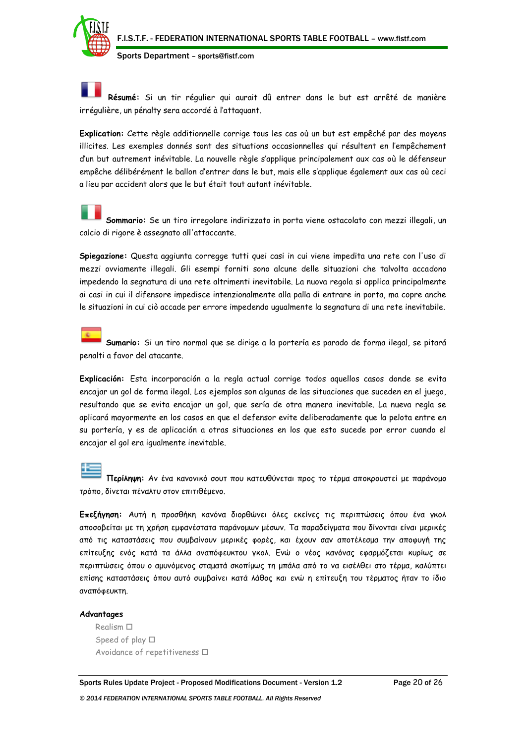**Résumé:** Si un tir régulier qui aurait dû entrer dans le but est arrêté de manière irrégulière, un pénalty sera accordé à l'attaquant.

**Explication:** Cette règle additionnelle corrige tous les cas où un but est empêché par des moyens illicites. Les exemples donnés sont des situations occasionnelles qui résultent en l'empêchement d'un but autrement inévitable. La nouvelle règle s'applique principalement aux cas où le défenseur empêche délibérément le ballon d'entrer dans le but, mais elle s'applique également aux cas où ceci a lieu par accident alors que le but était tout autant inévitable.

**Sommario:** Se un tiro irregolare indirizzato in porta viene ostacolato con mezzi illegali, un calcio di rigore è assegnato all'attaccante.

**Spiegazione:** Questa aggiunta corregge tutti quei casi in cui viene impedita una rete con l'uso di mezzi ovviamente illegali. Gli esempi forniti sono alcune delle situazioni che talvolta accadono impedendo la segnatura di una rete altrimenti inevitabile. La nuova regola si applica principalmente ai casi in cui il difensore impedisce intenzionalmente alla palla di entrare in porta, ma copre anche le situazioni in cui ciò accade per errore impedendo ugualmente la segnatura di una rete inevitabile.

**Sumario:** Si un tiro normal que se dirige a la portería es parado de forma ilegal, se pitará penalti a favor del atacante.

**Explicación:** Esta incorporación a la regla actual corrige todos aquellos casos donde se evita encajar un gol de forma ilegal. Los ejemplos son algunas de las situaciones que suceden en el juego, resultando que se evita encajar un gol, que sería de otra manera inevitable. La nueva regla se aplicará mayormente en los casos en que el defensor evite deliberadamente que la pelota entre en su portería, y es de aplicación a otras situaciones en los que esto sucede por error cuando el encajar el gol era igualmente inevitable.

**Περίληψη:** Αν ένα κανονικό σουτ που κατευθύνεται προς το τέρμα αποκρουστεί με παράνομο τρόπο, δίνεται πέναλτυ στον επιτιθέμενο.

**Επεξήγηση:** Αυτή η προσθήκη κανόνα διορθώνει όλες εκείνες τις περιπτώσεις όπου ένα γκολ αποσοβείται με τη χρήση εμφανέστατα παράνομων μέσων. Τα παραδείγματα που δίνονται είναι μερικές από τις καταστάσεις που συμβαίνουν μερικές φορές, και έχουν σαν αποτέλεσμα την αποφυγή της επίτευξης ενός κατά τα άλλα αναπόφευκτου γκολ. Ενώ ο νέος κανόνας εφαρμόζεται κυρίως σε περιπτώσεις όπου ο αμυνόμενος σταματά σκοπίμως τη μπάλα από το να εισέλθει στο τέρμα, καλύπτει επίσης καταστάσεις όπου αυτό συμβαίνει κατά λάθος και ενώ η επίτευξη του τέρματος ήταν το ίδιο αναπόφευκτη.

**Advantages**

- Realism ☐
- Speed of play ☐
- Avoidance of repetitiveness ☐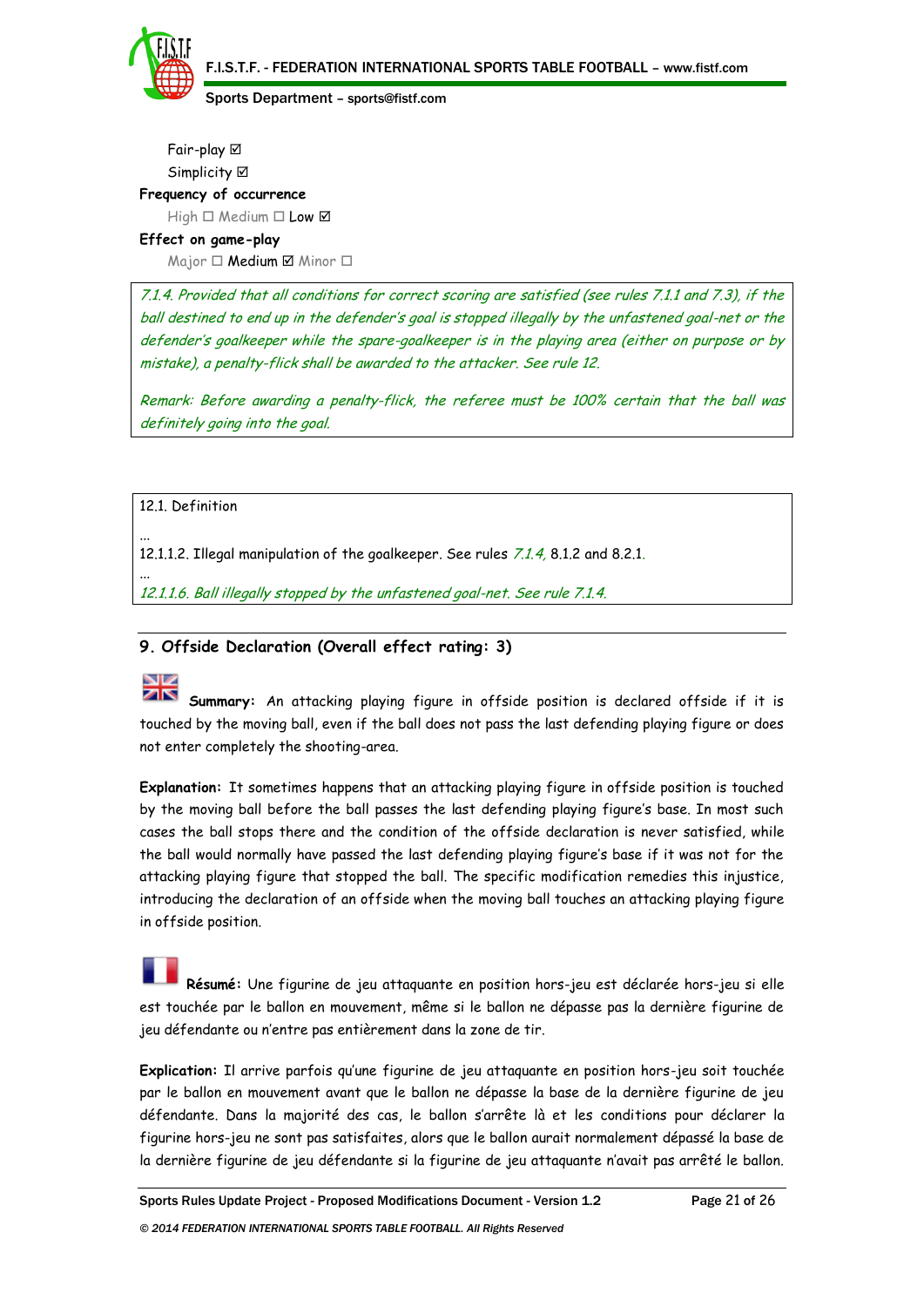Fair-play ☑
Simplicity ☑

**Frequency of occurrence**

High ☐ Medium ☐ Low ☑

**Effect on game-play**

Major ☐ Medium ☑ Minor ☐

*7.1.4. Provided that all conditions for correct scoring are satisfied (see rules 7.1.1 and 7.3), if the ball destined to end up in the defender's goal is stopped illegally by the unfastened goal-net or the defender's goalkeeper while the spare-goalkeeper is in the playing area (either on purpose or by mistake), a penalty-flick shall be awarded to the attacker. See rule 12.*

*Remark: Before awarding a penalty-flick, the referee must be 100% certain that the ball was definitely going into the goal.*

12.1. Definition

...

12.1.1.2. Illegal manipulation of the goalkeeper. See rules *7.1.4,* 8.1.2 and 8.2.1.

...

*12.1.1.6. Ball illegally stopped by the unfastened goal-net. See rule 7.1.4.*

## 9. Offside Declaration (Overall effect rating: 3)

**Summary:** An attacking playing figure in offside position is declared offside if it is touched by the moving ball, even if the ball does not pass the last defending playing figure or does not enter completely the shooting-area.

**Explanation:** It sometimes happens that an attacking playing figure in offside position is touched by the moving ball before the ball passes the last defending playing figure's base. In most such cases the ball stops there and the condition of the offside declaration is never satisfied, while the ball would normally have passed the last defending playing figure's base if it was not for the attacking playing figure that stopped the ball. The specific modification remedies this injustice, introducing the declaration of an offside when the moving ball touches an attacking playing figure in offside position.

**Résumé:** Une figurine de jeu attaquante en position hors-jeu est déclarée hors-jeu si elle est touchée par le ballon en mouvement, même si le ballon ne dépasse pas la dernière figurine de jeu défendante ou n'entre pas entièrement dans la zone de tir.

**Explication:** Il arrive parfois qu'une figurine de jeu attaquante en position hors-jeu soit touchée par le ballon en mouvement avant que le ballon ne dépasse la base de la dernière figurine de jeu défendante. Dans la majorité des cas, le ballon s'arrête là et les conditions pour déclarer la figurine hors-jeu ne sont pas satisfaites, alors que le ballon aurait normalement dépassé la base de la dernière figurine de jeu défendante si la figurine de jeu attaquante n'avait pas arrêté le ballon.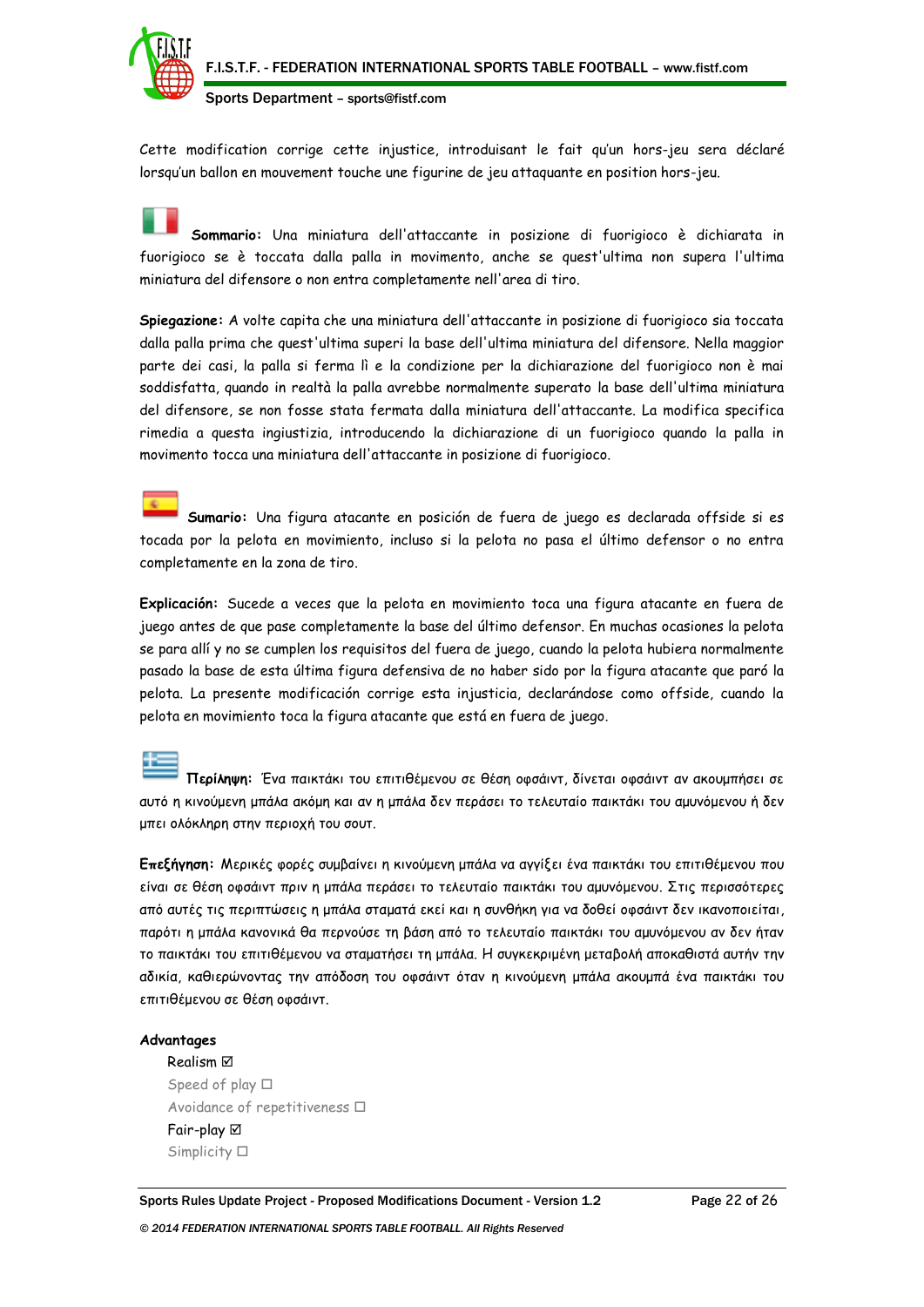Cette modification corrige cette injustice, introduisant le fait qu'un hors-jeu sera déclaré lorsqu'un ballon en mouvement touche une figurine de jeu attaquante en position hors-jeu.

**Sommario:** Una miniatura dell'attaccante in posizione di fuorigioco è dichiarata in fuorigioco se è toccata dalla palla in movimento, anche se quest'ultima non supera l'ultima miniatura del difensore o non entra completamente nell'area di tiro.

**Spiegazione:** A volte capita che una miniatura dell'attaccante in posizione di fuorigioco sia toccata dalla palla prima che quest'ultima superi la base dell'ultima miniatura del difensore. Nella maggior parte dei casi, la palla si ferma lì e la condizione per la dichiarazione del fuorigioco non è mai soddisfatta, quando in realtà la palla avrebbe normalmente superato la base dell'ultima miniatura del difensore, se non fosse stata fermata dalla miniatura dell'attaccante. La modifica specifica rimedia a questa ingiustizia, introducendo la dichiarazione di un fuorigioco quando la palla in movimento tocca una miniatura dell'attaccante in posizione di fuorigioco.

**Sumario:** Una figura atacante en posición de fuera de juego es declarada offside si es tocada por la pelota en movimiento, incluso si la pelota no pasa el último defensor o no entra completamente en la zona de tiro.

**Explicación:** Sucede a veces que la pelota en movimiento toca una figura atacante en fuera de juego antes de que pase completamente la base del último defensor. En muchas ocasiones la pelota se para allí y no se cumplen los requisitos del fuera de juego, cuando la pelota hubiera normalmente pasado la base de esta última figura defensiva de no haber sido por la figura atacante que paró la pelota. La presente modificación corrige esta injusticia, declarándose como offside, cuando la pelota en movimiento toca la figura atacante que está en fuera de juego.

**Περίληψη:** Ένα παικτάκι του επιτιθέμενου σε θέση οφσάιντ, δίνεται οφσάιντ αν ακουμπήσει σε αυτό η κινούμενη μπάλα ακόμη και αν η μπάλα δεν περάσει το τελευταίο παικτάκι του αμυνόμενου ή δεν μπει ολόκληρη στην περιοχή του σουτ.

**Επεξήγηση:** Μερικές φορές συμβαίνει η κινούμενη μπάλα να αγγίξει ένα παικτάκι του επιτιθέμενου που είναι σε θέση οφσάιντ πριν η μπάλα περάσει το τελευταίο παικτάκι του αμυνόμενου. Στις περισσότερες από αυτές τις περιπτώσεις η μπάλα σταματά εκεί και η συνθήκη για να δοθεί οφσάιντ δεν ικανοποιείται, παρότι η μπάλα κανονικά θα περνούσε τη βάση από το τελευταίο παικτάκι του αμυνόμενου αν δεν ήταν το παικτάκι του επιτιθέμενου να σταματήσει τη μπάλα. Η συγκεκριμένη μεταβολή αποκαθιστά αυτήν την αδικία, καθιερώνοντας την απόδοση του οφσάιντ όταν η κινούμενη μπάλα ακουμπά ένα παικτάκι του επιτιθέμενου σε θέση οφσάιντ.

**Advantages**

- Realism ☑
- Speed of play ☐
- Avoidance of repetitiveness ☐
- Fair-play ☑
- Simplicity ☐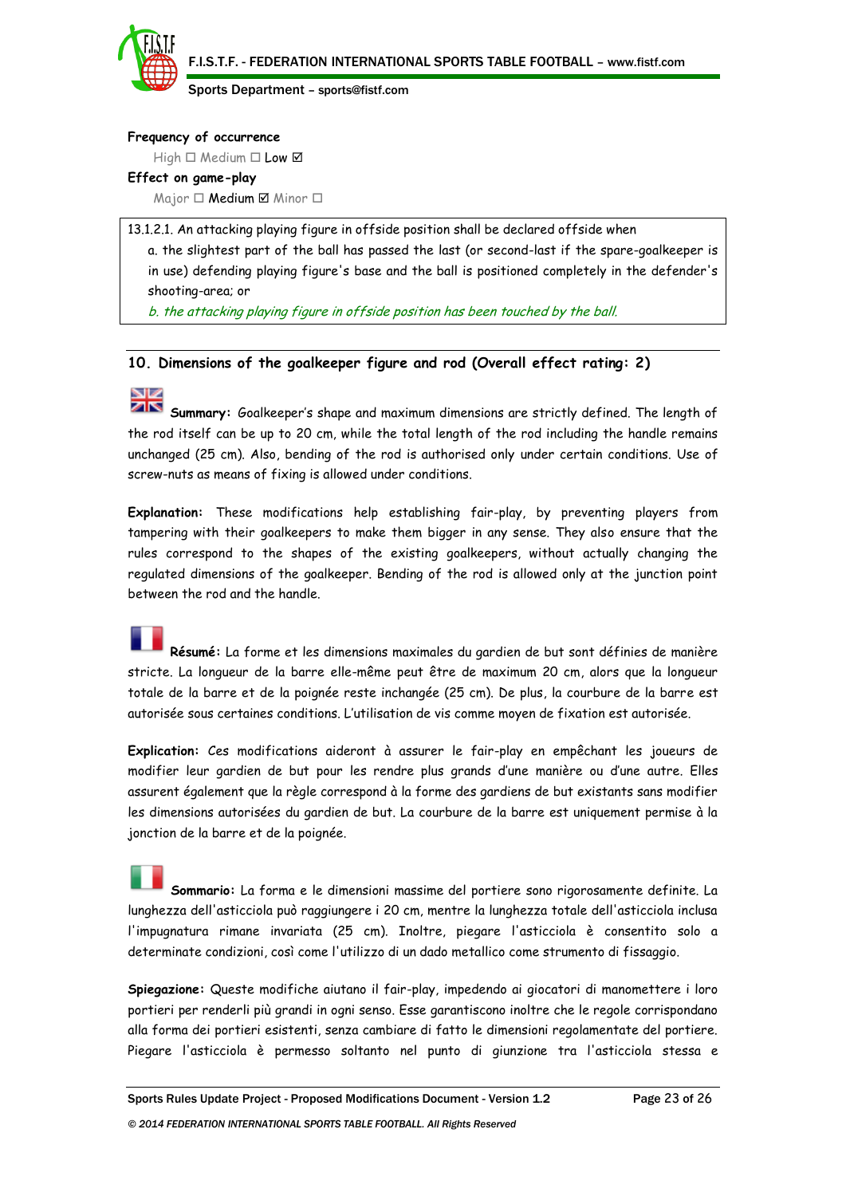**Frequency of occurrence**

High ☐ Medium ☐ Low ☑

**Effect on game-play**

Major ☐ Medium ☑ Minor ☐

13.1.2.1. An attacking playing figure in offside position shall be declared offside when

a. the slightest part of the ball has passed the last (or second-last if the spare-goalkeeper is in use) defending playing figure's base and the ball is positioned completely in the defender's shooting-area; or

*b. the attacking playing figure in offside position has been touched by the ball.*

## 10. Dimensions of the goalkeeper figure and rod (Overall effect rating: 2)

**Summary:** Goalkeeper's shape and maximum dimensions are strictly defined. The length of the rod itself can be up to 20 cm, while the total length of the rod including the handle remains unchanged (25 cm). Also, bending of the rod is authorised only under certain conditions. Use of screw-nuts as means of fixing is allowed under conditions.

**Explanation:** These modifications help establishing fair-play, by preventing players from tampering with their goalkeepers to make them bigger in any sense. They also ensure that the rules correspond to the shapes of the existing goalkeepers, without actually changing the regulated dimensions of the goalkeeper. Bending of the rod is allowed only at the junction point between the rod and the handle.

**Résumé:** La forme et les dimensions maximales du gardien de but sont définies de manière stricte. La longueur de la barre elle-même peut être de maximum 20 cm, alors que la longueur totale de la barre et de la poignée reste inchangée (25 cm). De plus, la courbure de la barre est autorisée sous certaines conditions. L'utilisation de vis comme moyen de fixation est autorisée.

**Explication:** Ces modifications aideront à assurer le fair-play en empêchant les joueurs de modifier leur gardien de but pour les rendre plus grands d'une manière ou d'une autre. Elles assurent également que la règle correspond à la forme des gardiens de but existants sans modifier les dimensions autorisées du gardien de but. La courbure de la barre est uniquement permise à la jonction de la barre et de la poignée.

**Sommario:** La forma e le dimensioni massime del portiere sono rigorosamente definite. La lunghezza dell'asticciola può raggiungere i 20 cm, mentre la lunghezza totale dell'asticciola inclusa l'impugnatura rimane invariata (25 cm). Inoltre, piegare l'asticciola è consentito solo a determinate condizioni, così come l'utilizzo di un dado metallico come strumento di fissaggio.

**Spiegazione:** Queste modifiche aiutano il fair-play, impedendo ai giocatori di manomettere i loro portieri per renderli più grandi in ogni senso. Esse garantiscono inoltre che le regole corrispondano alla forma dei portieri esistenti, senza cambiare di fatto le dimensioni regolamentate del portiere. Piegare l'asticciola è permesso soltanto nel punto di giunzione tra l'asticciola stessa e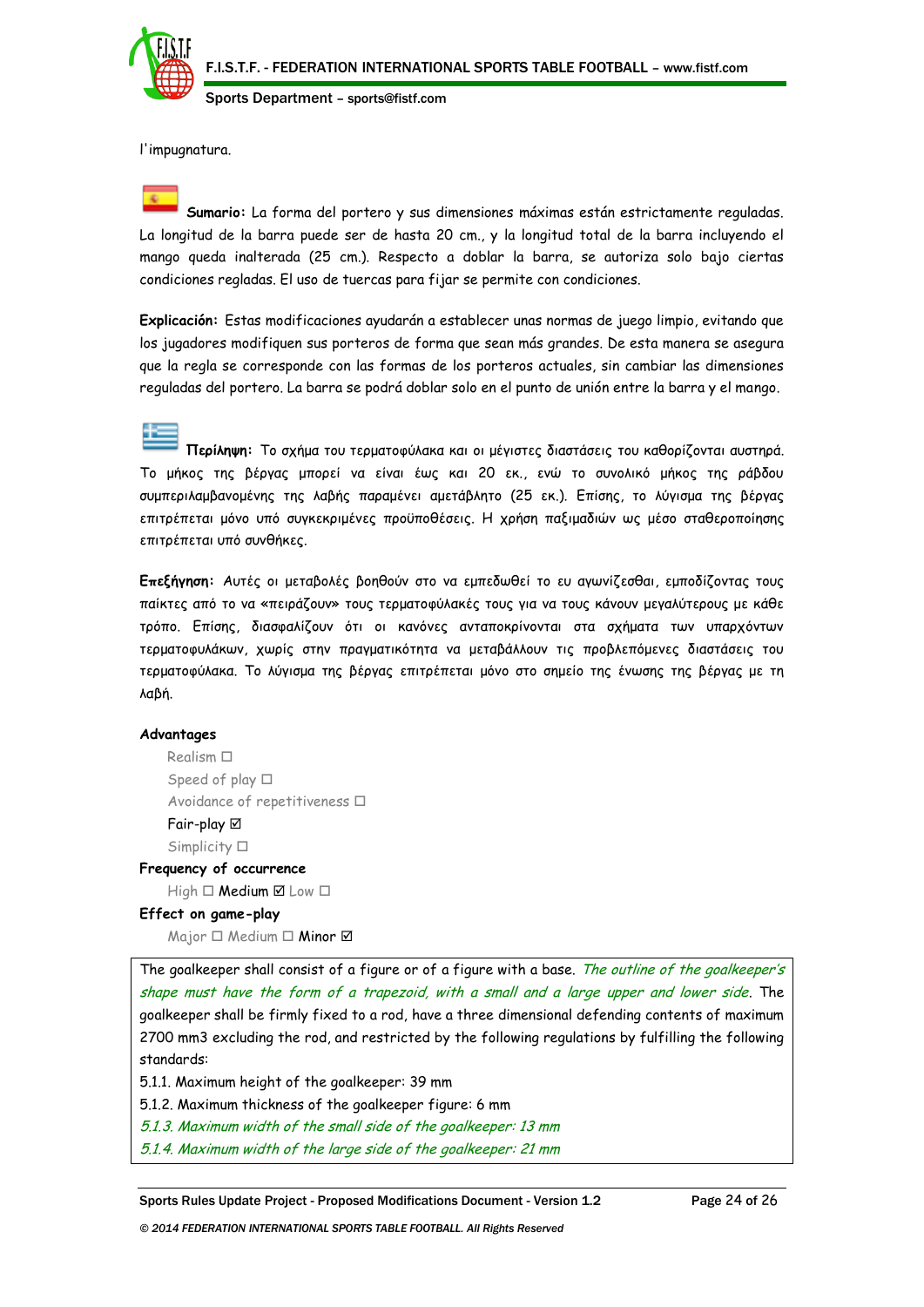l'impugnatura.

**Sumario:** La forma del portero y sus dimensiones máximas están estrictamente reguladas. La longitud de la barra puede ser de hasta 20 cm., y la longitud total de la barra incluyendo el mango queda inalterada (25 cm.). Respecto a doblar la barra, se autoriza solo bajo ciertas condiciones regladas. El uso de tuercas para fijar se permite con condiciones.

**Explicación:** Estas modificaciones ayudarán a establecer unas normas de juego limpio, evitando que los jugadores modifiquen sus porteros de forma que sean más grandes. De esta manera se asegura que la regla se corresponde con las formas de los porteros actuales, sin cambiar las dimensiones reguladas del portero. La barra se podrá doblar solo en el punto de unión entre la barra y el mango.

**Περίληψη:** Το σχήμα του τερματοφύλακα και οι μέγιστες διαστάσεις του καθορίζονται αυστηρά. Το μήκος της βέργας μπορεί να είναι έως και 20 εκ., ενώ το συνολικό μήκος της ράβδου συμπεριλαμβανομένης της λαβής παραμένει αμετάβλητο (25 εκ.). Επίσης, το λύγισμα της βέργας επιτρέπεται μόνο υπό συγκεκριμένες προϋποθέσεις. Η χρήση παξιμαδιών ως μέσο σταθεροποίησης επιτρέπεται υπό συνθήκες.

**Επεξήγηση:** Αυτές οι μεταβολές βοηθούν στο να εμπεδωθεί το ευ αγωνίζεσθαι, εμποδίζοντας τους παίκτες από το να «πειράζουν» τους τερματοφύλακές τους για να τους κάνουν μεγαλύτερους με κάθε τρόπο. Επίσης, διασφαλίζουν ότι οι κανόνες ανταποκρίνονται στα σχήματα των υπαρχόντων τερματοφυλάκων, χωρίς στην πραγματικότητα να μεταβάλλουν τις προβλεπόμενες διαστάσεις του τερματοφύλακα. Το λύγισμα της βέργας επιτρέπεται μόνο στο σημείο της ένωσης της βέργας με τη λαβή.

**Advantages**

- Realism ☐
- Speed of play ☐
- Avoidance of repetitiveness ☐
- Fair-play ☑
- Simplicity ☐

**Frequency of occurrence**

High ☐ Medium ☑ Low ☐

**Effect on game-play**

Major ☐ Medium ☐ Minor ☑

The goalkeeper shall consist of a figure or of a figure with a base. *The outline of the goalkeeper's shape must have the form of a trapezoid, with a small and a large upper and lower side.* The goalkeeper shall be firmly fixed to a rod, have a three dimensional defending contents of maximum 2700 mm3 excluding the rod, and restricted by the following regulations by fulfilling the following standards:

5.1.1. Maximum height of the goalkeeper: 39 mm

5.1.2. Maximum thickness of the goalkeeper figure: 6 mm

*5.1.3. Maximum width of the small side of the goalkeeper: 13 mm*

*5.1.4. Maximum width of the large side of the goalkeeper: 21 mm*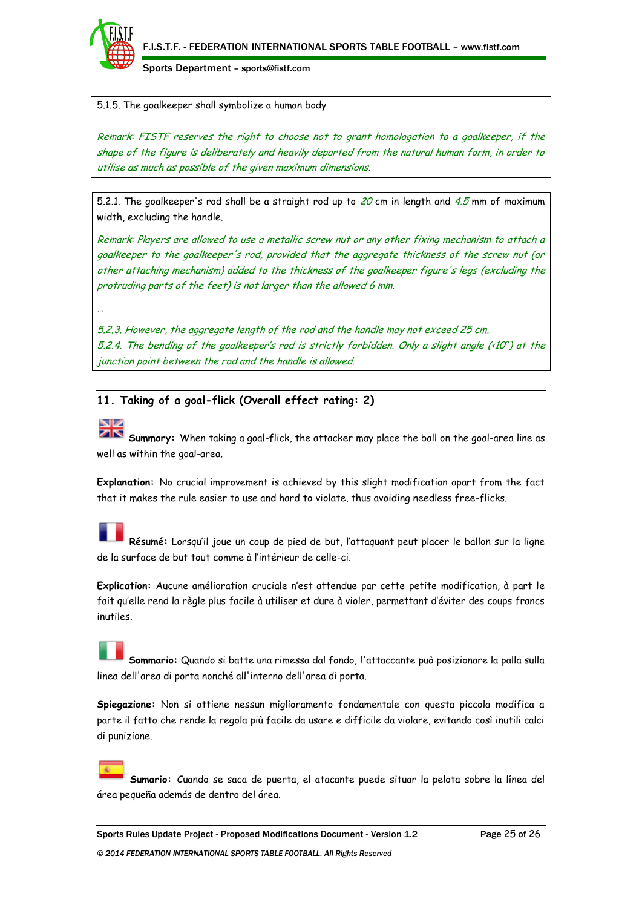5.1.5. The goalkeeper shall symbolize a human body

*Remark: FISTF reserves the right to choose not to grant homologation to a goalkeeper, if the shape of the figure is deliberately and heavily departed from the natural human form, in order to utilise as much as possible of the given maximum dimensions.*

5.2.1. The goalkeeper's rod shall be a straight rod up to *20* cm in length and *4.5* mm of maximum width, excluding the handle.

*Remark: Players are allowed to use a metallic screw nut or any other fixing mechanism to attach a goalkeeper to the goalkeeper's rod, provided that the aggregate thickness of the screw nut (or other attaching mechanism) added to the thickness of the goalkeeper figure's legs (excluding the protruding parts of the feet) is not larger than the allowed 6 mm.*

…

*5.2.3. However, the aggregate length of the rod and the handle may not exceed 25 cm.*
*5.2.4. The bending of the goalkeeper's rod is strictly forbidden. Only a slight angle (<10°) at the junction point between the rod and the handle is allowed.*

## 11. Taking of a goal-flick (Overall effect rating: 2)

**Summary:** When taking a goal-flick, the attacker may place the ball on the goal-area line as well as within the goal-area.

**Explanation:** No crucial improvement is achieved by this slight modification apart from the fact that it makes the rule easier to use and hard to violate, thus avoiding needless free-flicks.

**Résumé:** Lorsqu'il joue un coup de pied de but, l'attaquant peut placer le ballon sur la ligne de la surface de but tout comme à l'intérieur de celle-ci.

**Explication:** Aucune amélioration cruciale n'est attendue par cette petite modification, à part le fait qu'elle rend la règle plus facile à utiliser et dure à violer, permettant d'éviter des coups francs inutiles.

**Sommario:** Quando si batte una rimessa dal fondo, l'attaccante può posizionare la palla sulla linea dell'area di porta nonché all'interno dell'area di porta.

**Spiegazione:** Non si ottiene nessun miglioramento fondamentale con questa piccola modifica a parte il fatto che rende la regola più facile da usare e difficile da violare, evitando così inutili calci di punizione.

**Sumario:** Cuando se saca de puerta, el atacante puede situar la pelota sobre la línea del área pequeña además de dentro del área.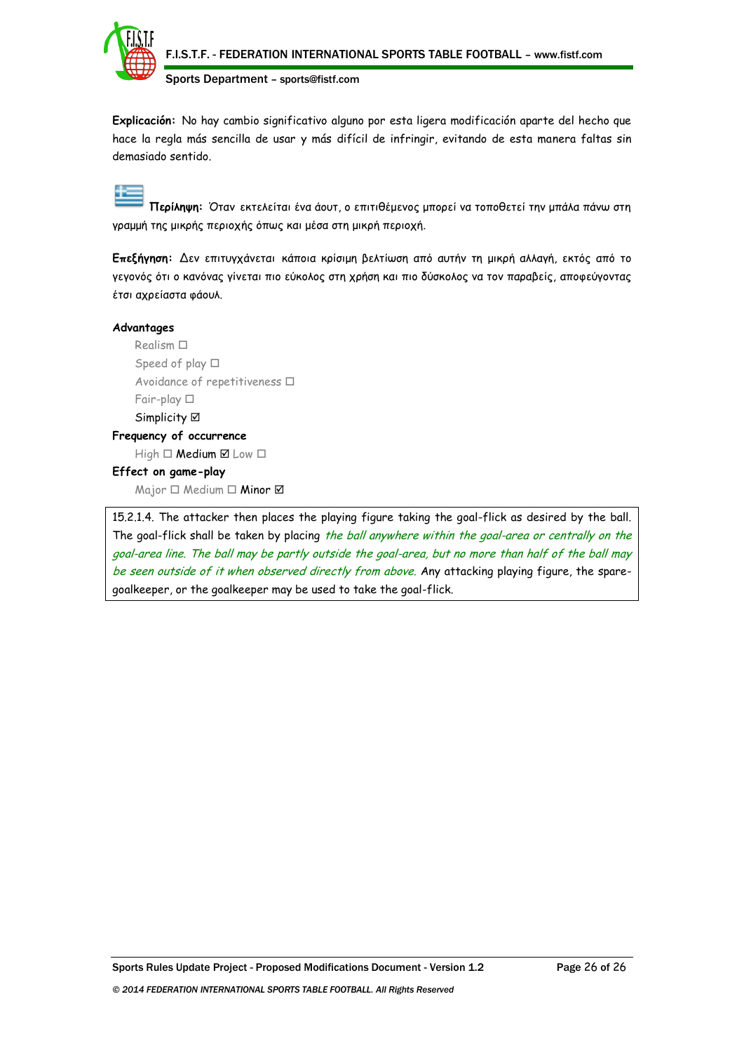**Explicación:** No hay cambio significativo alguno por esta ligera modificación aparte del hecho que hace la regla más sencilla de usar y más difícil de infringir, evitando de esta manera faltas sin demasiado sentido.

**Περίληψη:** Όταν εκτελείται ένα άουτ, ο επιτιθέμενος μπορεί να τοποθετεί την μπάλα πάνω στη γραμμή της μικρής περιοχής όπως και μέσα στη μικρή περιοχή.

**Επεξήγηση:** Δεν επιτυγχάνεται κάποια κρίσιμη βελτίωση από αυτήν τη μικρή αλλαγή, εκτός από το γεγονός ότι ο κανόνας γίνεται πιο εύκολος στη χρήση και πιο δύσκολος να τον παραβείς, αποφεύγοντας έτσι αχρείαστα φάουλ.

**Advantages**

- Realism ☐
- Speed of play ☐
- Avoidance of repetitiveness ☐
- Fair-play ☐
- Simplicity ☑

**Frequency of occurrence**

High ☐ Medium ☑ Low ☐

**Effect on game-play**

Major ☐ Medium ☐ Minor ☑

> 15.2.1.4. The attacker then places the playing figure taking the goal-flick as desired by the ball. The goal-flick shall be taken by placing *the ball anywhere within the goal-area or centrally on the goal-area line. The ball may be partly outside the goal-area, but no more than half of the ball may be seen outside of it when observed directly from above.* Any attacking playing figure, the spare-goalkeeper, or the goalkeeper may be used to take the goal-flick.